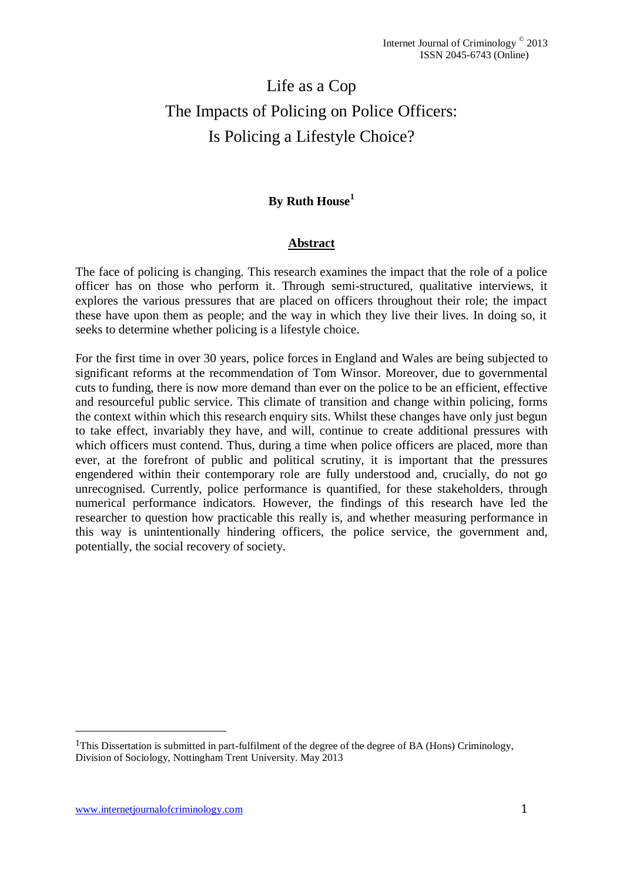# Life as a Cop
# The Impacts of Policing on Police Officers: Is Policing a Lifestyle Choice?

**By Ruth House[1]**

## Abstract

The face of policing is changing. This research examines the impact that the role of a police officer has on those who perform it. Through semi-structured, qualitative interviews, it explores the various pressures that are placed on officers throughout their role; the impact these have upon them as people; and the way in which they live their lives. In doing so, it seeks to determine whether policing is a lifestyle choice.

For the first time in over 30 years, police forces in England and Wales are being subjected to significant reforms at the recommendation of Tom Winsor. Moreover, due to governmental cuts to funding, there is now more demand than ever on the police to be an efficient, effective and resourceful public service. This climate of transition and change within policing, forms the context within which this research enquiry sits. Whilst these changes have only just begun to take effect, invariably they have, and will, continue to create additional pressures with which officers must contend. Thus, during a time when police officers are placed, more than ever, at the forefront of public and political scrutiny, it is important that the pressures engendered within their contemporary role are fully understood and, crucially, do not go unrecognised. Currently, police performance is quantified, for these stakeholders, through numerical performance indicators. However, the findings of this research have led the researcher to question how practicable this really is, and whether measuring performance in this way is unintentionally hindering officers, the police service, the government and, potentially, the social recovery of society.

---

[1] This Dissertation is submitted in part-fulfilment of the degree of the degree of BA (Hons) Criminology, Division of Sociology, Nottingham Trent University. May 2013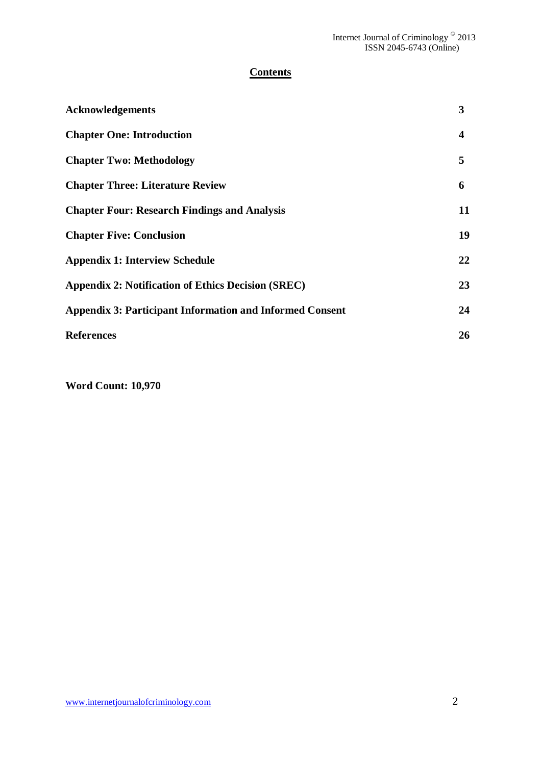## Contents

| | |
|---|---|
| **Acknowledgements** | **3** |
| **Chapter One: Introduction** | **4** |
| **Chapter Two: Methodology** | **5** |
| **Chapter Three: Literature Review** | **6** |
| **Chapter Four: Research Findings and Analysis** | **11** |
| **Chapter Five: Conclusion** | **19** |
| **Appendix 1: Interview Schedule** | **22** |
| **Appendix 2: Notification of Ethics Decision (SREC)** | **23** |
| **Appendix 3: Participant Information and Informed Consent** | **24** |
| **References** | **26** |

**Word Count: 10,970**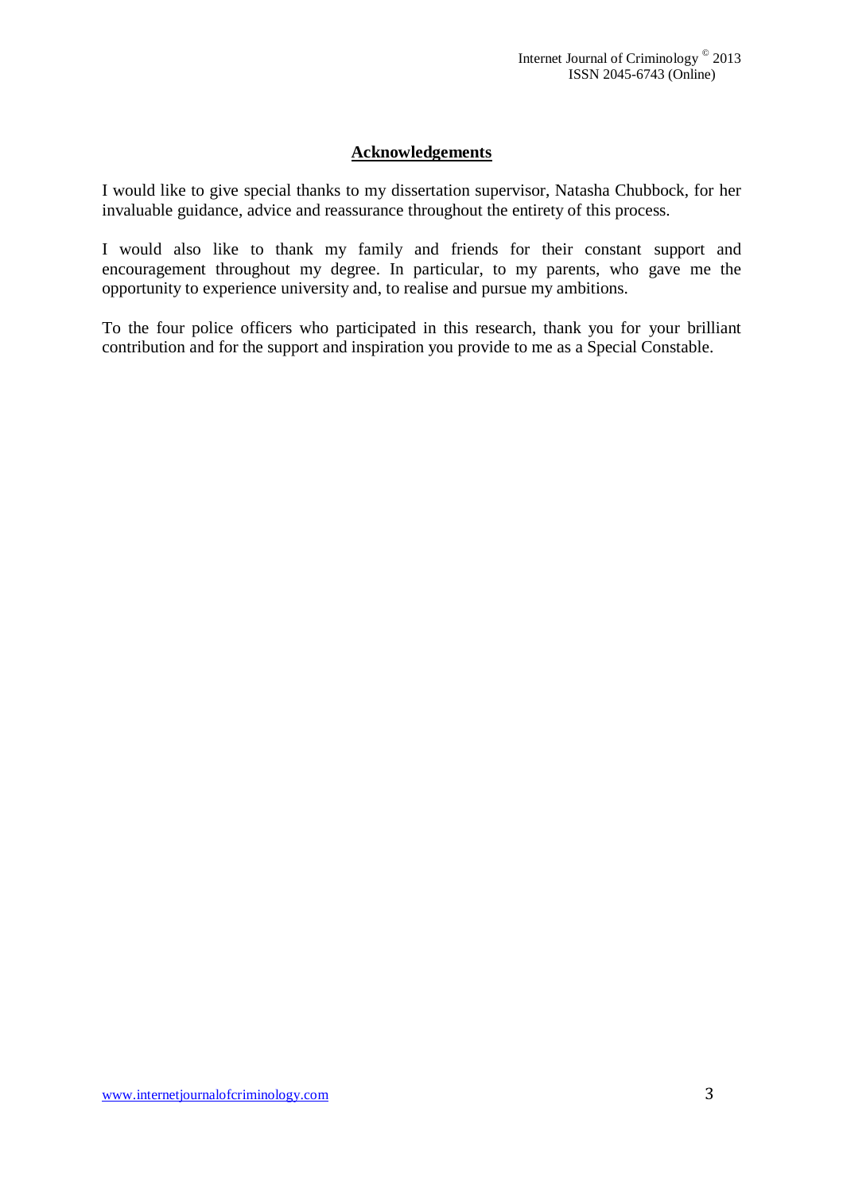## Acknowledgements

I would like to give special thanks to my dissertation supervisor, Natasha Chubbock, for her invaluable guidance, advice and reassurance throughout the entirety of this process.

I would also like to thank my family and friends for their constant support and encouragement throughout my degree. In particular, to my parents, who gave me the opportunity to experience university and, to realise and pursue my ambitions.

To the four police officers who participated in this research, thank you for your brilliant contribution and for the support and inspiration you provide to me as a Special Constable.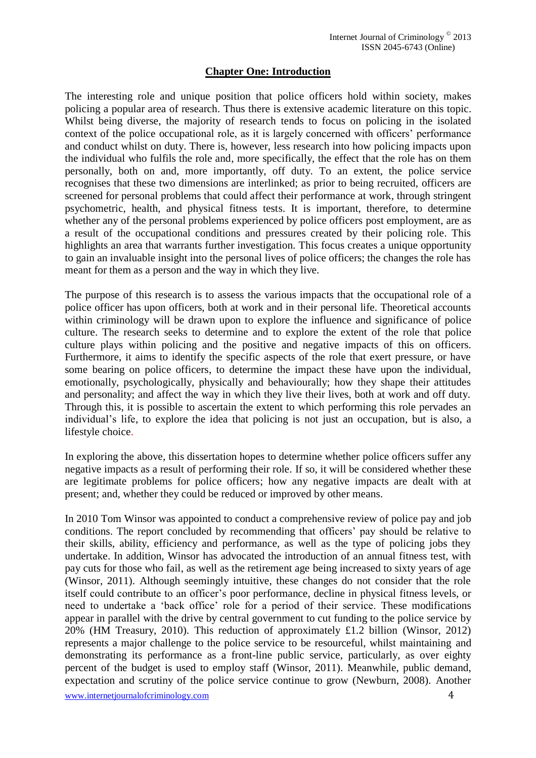## Chapter One: Introduction

The interesting role and unique position that police officers hold within society, makes policing a popular area of research. Thus there is extensive academic literature on this topic. Whilst being diverse, the majority of research tends to focus on policing in the isolated context of the police occupational role, as it is largely concerned with officers' performance and conduct whilst on duty. There is, however, less research into how policing impacts upon the individual who fulfils the role and, more specifically, the effect that the role has on them personally, both on and, more importantly, off duty. To an extent, the police service recognises that these two dimensions are interlinked; as prior to being recruited, officers are screened for personal problems that could affect their performance at work, through stringent psychometric, health, and physical fitness tests. It is important, therefore, to determine whether any of the personal problems experienced by police officers post employment, are as a result of the occupational conditions and pressures created by their policing role. This highlights an area that warrants further investigation. This focus creates a unique opportunity to gain an invaluable insight into the personal lives of police officers; the changes the role has meant for them as a person and the way in which they live.

The purpose of this research is to assess the various impacts that the occupational role of a police officer has upon officers, both at work and in their personal life. Theoretical accounts within criminology will be drawn upon to explore the influence and significance of police culture. The research seeks to determine and to explore the extent of the role that police culture plays within policing and the positive and negative impacts of this on officers. Furthermore, it aims to identify the specific aspects of the role that exert pressure, or have some bearing on police officers, to determine the impact these have upon the individual, emotionally, psychologically, physically and behaviourally; how they shape their attitudes and personality; and affect the way in which they live their lives, both at work and off duty. Through this, it is possible to ascertain the extent to which performing this role pervades an individual's life, to explore the idea that policing is not just an occupation, but is also, a lifestyle choice.

In exploring the above, this dissertation hopes to determine whether police officers suffer any negative impacts as a result of performing their role. If so, it will be considered whether these are legitimate problems for police officers; how any negative impacts are dealt with at present; and, whether they could be reduced or improved by other means.

In 2010 Tom Winsor was appointed to conduct a comprehensive review of police pay and job conditions. The report concluded by recommending that officers' pay should be relative to their skills, ability, efficiency and performance, as well as the type of policing jobs they undertake. In addition, Winsor has advocated the introduction of an annual fitness test, with pay cuts for those who fail, as well as the retirement age being increased to sixty years of age (Winsor, 2011). Although seemingly intuitive, these changes do not consider that the role itself could contribute to an officer's poor performance, decline in physical fitness levels, or need to undertake a 'back office' role for a period of their service. These modifications appear in parallel with the drive by central government to cut funding to the police service by 20% (HM Treasury, 2010). This reduction of approximately £1.2 billion (Winsor, 2012) represents a major challenge to the police service to be resourceful, whilst maintaining and demonstrating its performance as a front-line public service, particularly, as over eighty percent of the budget is used to employ staff (Winsor, 2011). Meanwhile, public demand, expectation and scrutiny of the police service continue to grow (Newburn, 2008). Another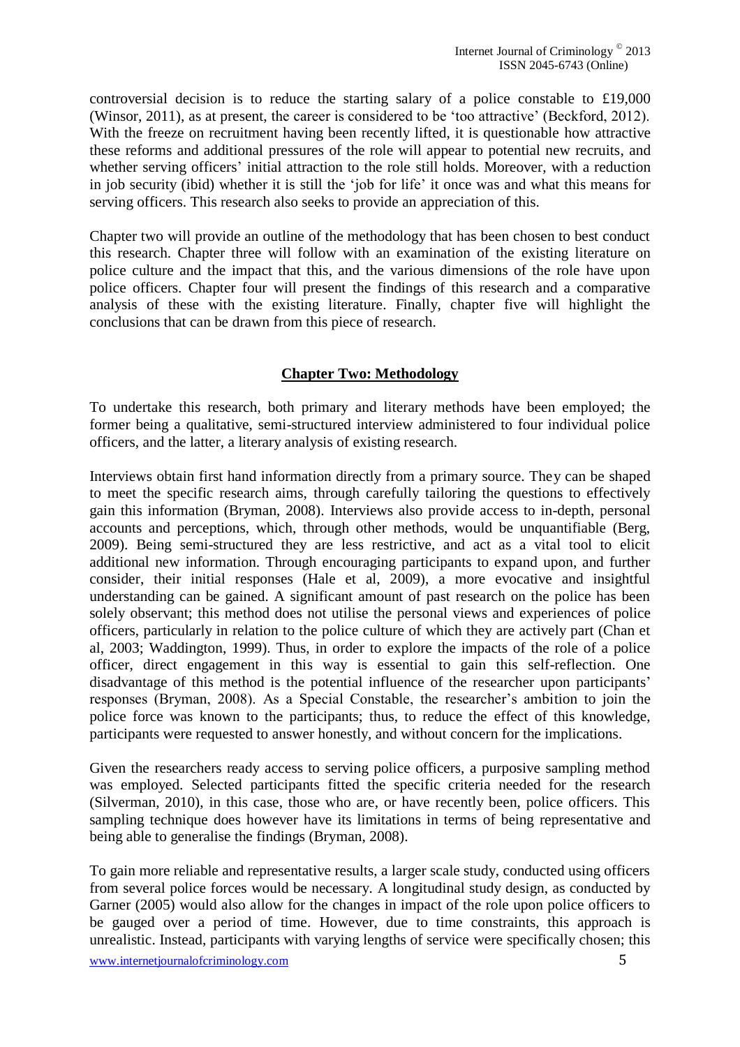controversial decision is to reduce the starting salary of a police constable to £19,000 (Winsor, 2011), as at present, the career is considered to be 'too attractive' (Beckford, 2012). With the freeze on recruitment having been recently lifted, it is questionable how attractive these reforms and additional pressures of the role will appear to potential new recruits, and whether serving officers' initial attraction to the role still holds. Moreover, with a reduction in job security (ibid) whether it is still the 'job for life' it once was and what this means for serving officers. This research also seeks to provide an appreciation of this.

Chapter two will provide an outline of the methodology that has been chosen to best conduct this research. Chapter three will follow with an examination of the existing literature on police culture and the impact that this, and the various dimensions of the role have upon police officers. Chapter four will present the findings of this research and a comparative analysis of these with the existing literature. Finally, chapter five will highlight the conclusions that can be drawn from this piece of research.

## Chapter Two: Methodology

To undertake this research, both primary and literary methods have been employed; the former being a qualitative, semi-structured interview administered to four individual police officers, and the latter, a literary analysis of existing research.

Interviews obtain first hand information directly from a primary source. They can be shaped to meet the specific research aims, through carefully tailoring the questions to effectively gain this information (Bryman, 2008). Interviews also provide access to in-depth, personal accounts and perceptions, which, through other methods, would be unquantifiable (Berg, 2009). Being semi-structured they are less restrictive, and act as a vital tool to elicit additional new information. Through encouraging participants to expand upon, and further consider, their initial responses (Hale et al, 2009), a more evocative and insightful understanding can be gained. A significant amount of past research on the police has been solely observant; this method does not utilise the personal views and experiences of police officers, particularly in relation to the police culture of which they are actively part (Chan et al, 2003; Waddington, 1999). Thus, in order to explore the impacts of the role of a police officer, direct engagement in this way is essential to gain this self-reflection. One disadvantage of this method is the potential influence of the researcher upon participants' responses (Bryman, 2008). As a Special Constable, the researcher's ambition to join the police force was known to the participants; thus, to reduce the effect of this knowledge, participants were requested to answer honestly, and without concern for the implications.

Given the researchers ready access to serving police officers, a purposive sampling method was employed. Selected participants fitted the specific criteria needed for the research (Silverman, 2010), in this case, those who are, or have recently been, police officers. This sampling technique does however have its limitations in terms of being representative and being able to generalise the findings (Bryman, 2008).

To gain more reliable and representative results, a larger scale study, conducted using officers from several police forces would be necessary. A longitudinal study design, as conducted by Garner (2005) would also allow for the changes in impact of the role upon police officers to be gauged over a period of time. However, due to time constraints, this approach is unrealistic. Instead, participants with varying lengths of service were specifically chosen; this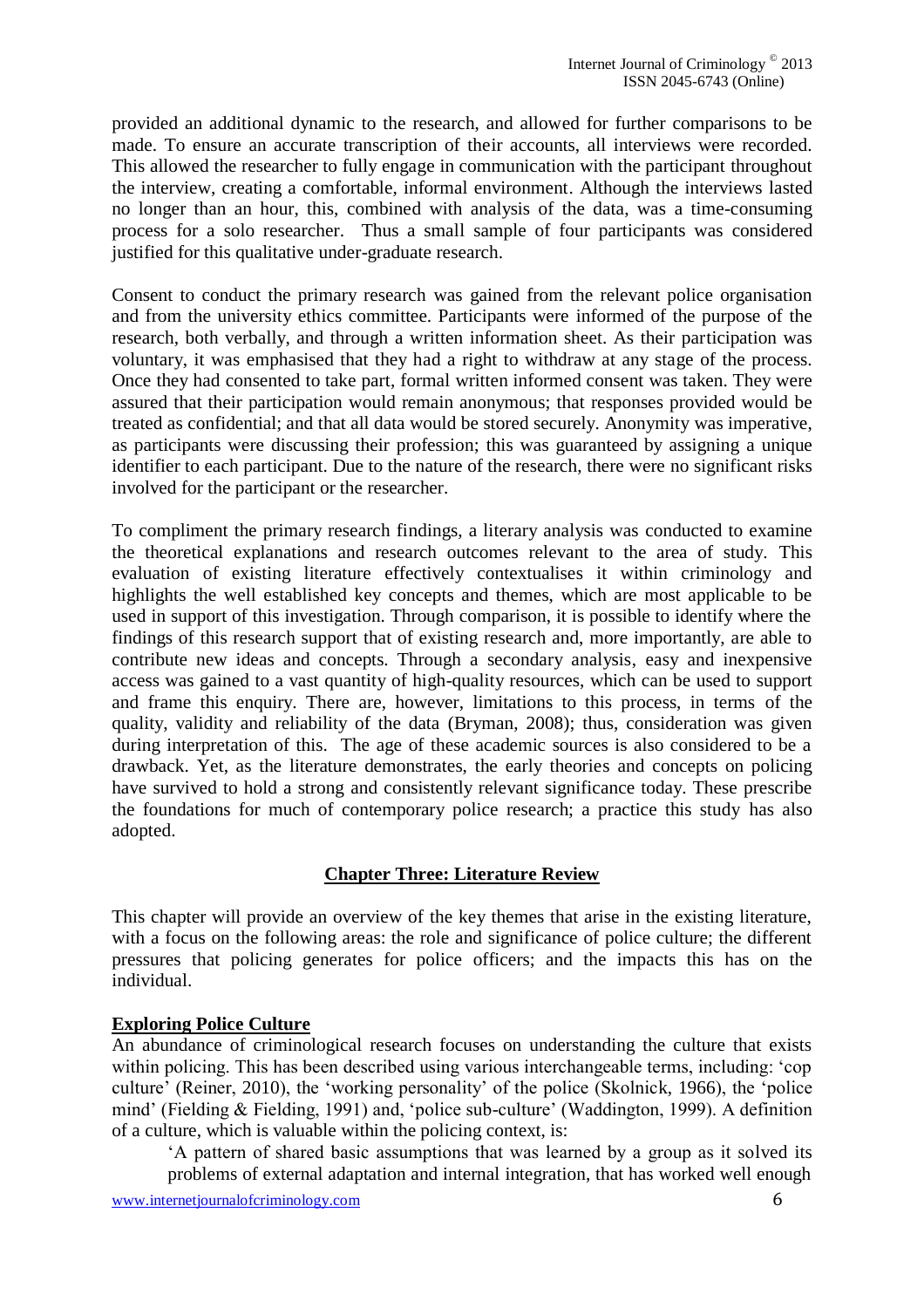provided an additional dynamic to the research, and allowed for further comparisons to be made. To ensure an accurate transcription of their accounts, all interviews were recorded. This allowed the researcher to fully engage in communication with the participant throughout the interview, creating a comfortable, informal environment. Although the interviews lasted no longer than an hour, this, combined with analysis of the data, was a time-consuming process for a solo researcher. Thus a small sample of four participants was considered justified for this qualitative under-graduate research.

Consent to conduct the primary research was gained from the relevant police organisation and from the university ethics committee. Participants were informed of the purpose of the research, both verbally, and through a written information sheet. As their participation was voluntary, it was emphasised that they had a right to withdraw at any stage of the process. Once they had consented to take part, formal written informed consent was taken. They were assured that their participation would remain anonymous; that responses provided would be treated as confidential; and that all data would be stored securely. Anonymity was imperative, as participants were discussing their profession; this was guaranteed by assigning a unique identifier to each participant. Due to the nature of the research, there were no significant risks involved for the participant or the researcher.

To compliment the primary research findings, a literary analysis was conducted to examine the theoretical explanations and research outcomes relevant to the area of study. This evaluation of existing literature effectively contextualises it within criminology and highlights the well established key concepts and themes, which are most applicable to be used in support of this investigation. Through comparison, it is possible to identify where the findings of this research support that of existing research and, more importantly, are able to contribute new ideas and concepts. Through a secondary analysis, easy and inexpensive access was gained to a vast quantity of high-quality resources, which can be used to support and frame this enquiry. There are, however, limitations to this process, in terms of the quality, validity and reliability of the data (Bryman, 2008); thus, consideration was given during interpretation of this. The age of these academic sources is also considered to be a drawback. Yet, as the literature demonstrates, the early theories and concepts on policing have survived to hold a strong and consistently relevant significance today. These prescribe the foundations for much of contemporary police research; a practice this study has also adopted.

## Chapter Three: Literature Review

This chapter will provide an overview of the key themes that arise in the existing literature, with a focus on the following areas: the role and significance of police culture; the different pressures that policing generates for police officers; and the impacts this has on the individual.

### Exploring Police Culture

An abundance of criminological research focuses on understanding the culture that exists within policing. This has been described using various interchangeable terms, including: 'cop culture' (Reiner, 2010), the 'working personality' of the police (Skolnick, 1966), the 'police mind' (Fielding & Fielding, 1991) and, 'police sub-culture' (Waddington, 1999). A definition of a culture, which is valuable within the policing context, is:

> 'A pattern of shared basic assumptions that was learned by a group as it solved its problems of external adaptation and internal integration, that has worked well enough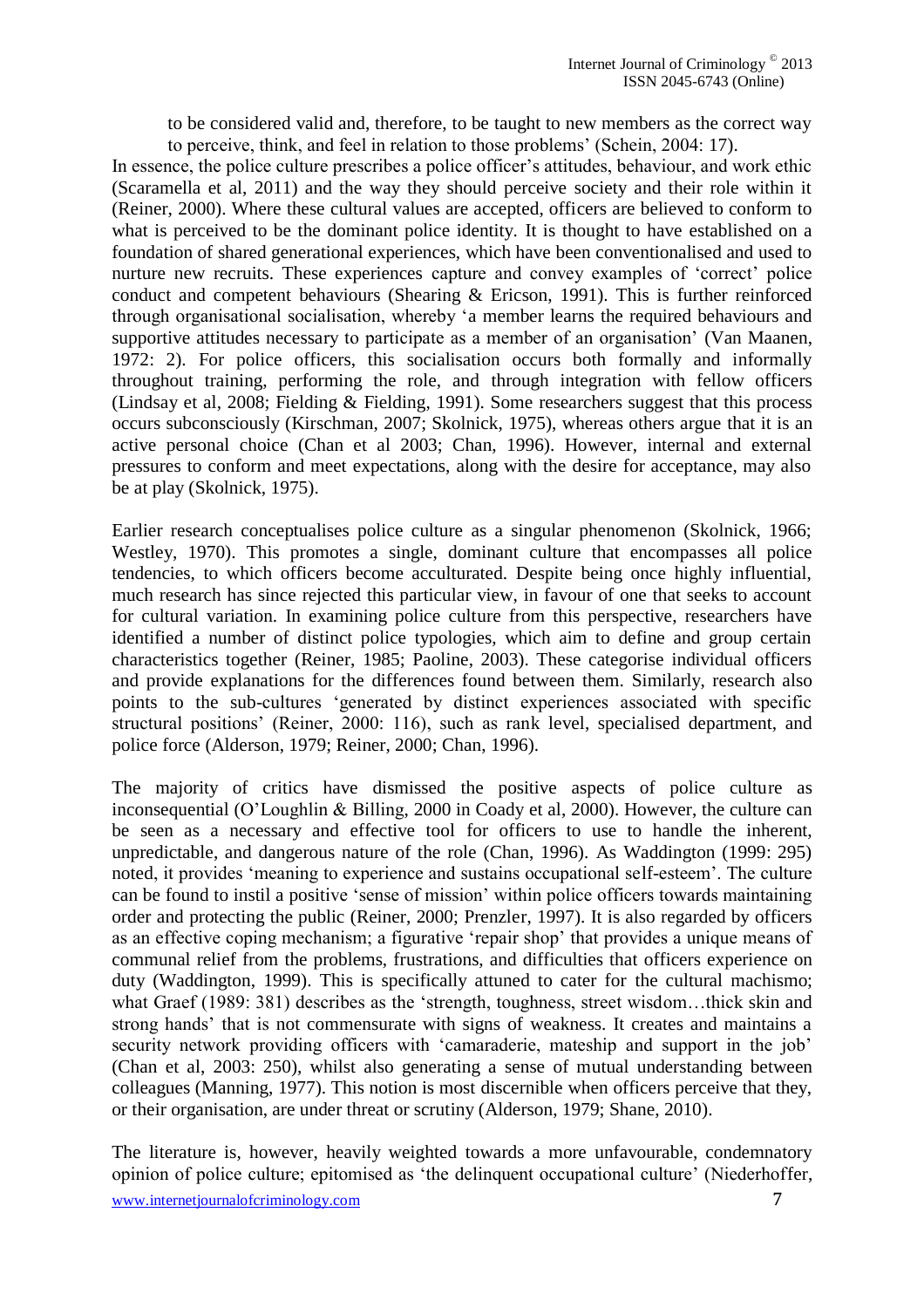to be considered valid and, therefore, to be taught to new members as the correct way to perceive, think, and feel in relation to those problems' (Schein, 2004: 17).

In essence, the police culture prescribes a police officer's attitudes, behaviour, and work ethic (Scaramella et al, 2011) and the way they should perceive society and their role within it (Reiner, 2000). Where these cultural values are accepted, officers are believed to conform to what is perceived to be the dominant police identity. It is thought to have established on a foundation of shared generational experiences, which have been conventionalised and used to nurture new recruits. These experiences capture and convey examples of 'correct' police conduct and competent behaviours (Shearing & Ericson, 1991). This is further reinforced through organisational socialisation, whereby 'a member learns the required behaviours and supportive attitudes necessary to participate as a member of an organisation' (Van Maanen, 1972: 2). For police officers, this socialisation occurs both formally and informally throughout training, performing the role, and through integration with fellow officers (Lindsay et al, 2008; Fielding & Fielding, 1991). Some researchers suggest that this process occurs subconsciously (Kirschman, 2007; Skolnick, 1975), whereas others argue that it is an active personal choice (Chan et al 2003; Chan, 1996). However, internal and external pressures to conform and meet expectations, along with the desire for acceptance, may also be at play (Skolnick, 1975).

Earlier research conceptualises police culture as a singular phenomenon (Skolnick, 1966; Westley, 1970). This promotes a single, dominant culture that encompasses all police tendencies, to which officers become acculturated. Despite being once highly influential, much research has since rejected this particular view, in favour of one that seeks to account for cultural variation. In examining police culture from this perspective, researchers have identified a number of distinct police typologies, which aim to define and group certain characteristics together (Reiner, 1985; Paoline, 2003). These categorise individual officers and provide explanations for the differences found between them. Similarly, research also points to the sub-cultures 'generated by distinct experiences associated with specific structural positions' (Reiner, 2000: 116), such as rank level, specialised department, and police force (Alderson, 1979; Reiner, 2000; Chan, 1996).

The majority of critics have dismissed the positive aspects of police culture as inconsequential (O'Loughlin & Billing, 2000 in Coady et al, 2000). However, the culture can be seen as a necessary and effective tool for officers to use to handle the inherent, unpredictable, and dangerous nature of the role (Chan, 1996). As Waddington (1999: 295) noted, it provides 'meaning to experience and sustains occupational self-esteem'. The culture can be found to instil a positive 'sense of mission' within police officers towards maintaining order and protecting the public (Reiner, 2000; Prenzler, 1997). It is also regarded by officers as an effective coping mechanism; a figurative 'repair shop' that provides a unique means of communal relief from the problems, frustrations, and difficulties that officers experience on duty (Waddington, 1999). This is specifically attuned to cater for the cultural machismo; what Graef (1989: 381) describes as the 'strength, toughness, street wisdom…thick skin and strong hands' that is not commensurate with signs of weakness. It creates and maintains a security network providing officers with 'camaraderie, mateship and support in the job' (Chan et al, 2003: 250), whilst also generating a sense of mutual understanding between colleagues (Manning, 1977). This notion is most discernible when officers perceive that they, or their organisation, are under threat or scrutiny (Alderson, 1979; Shane, 2010).

The literature is, however, heavily weighted towards a more unfavourable, condemnatory opinion of police culture; epitomised as 'the delinquent occupational culture' (Niederhoffer,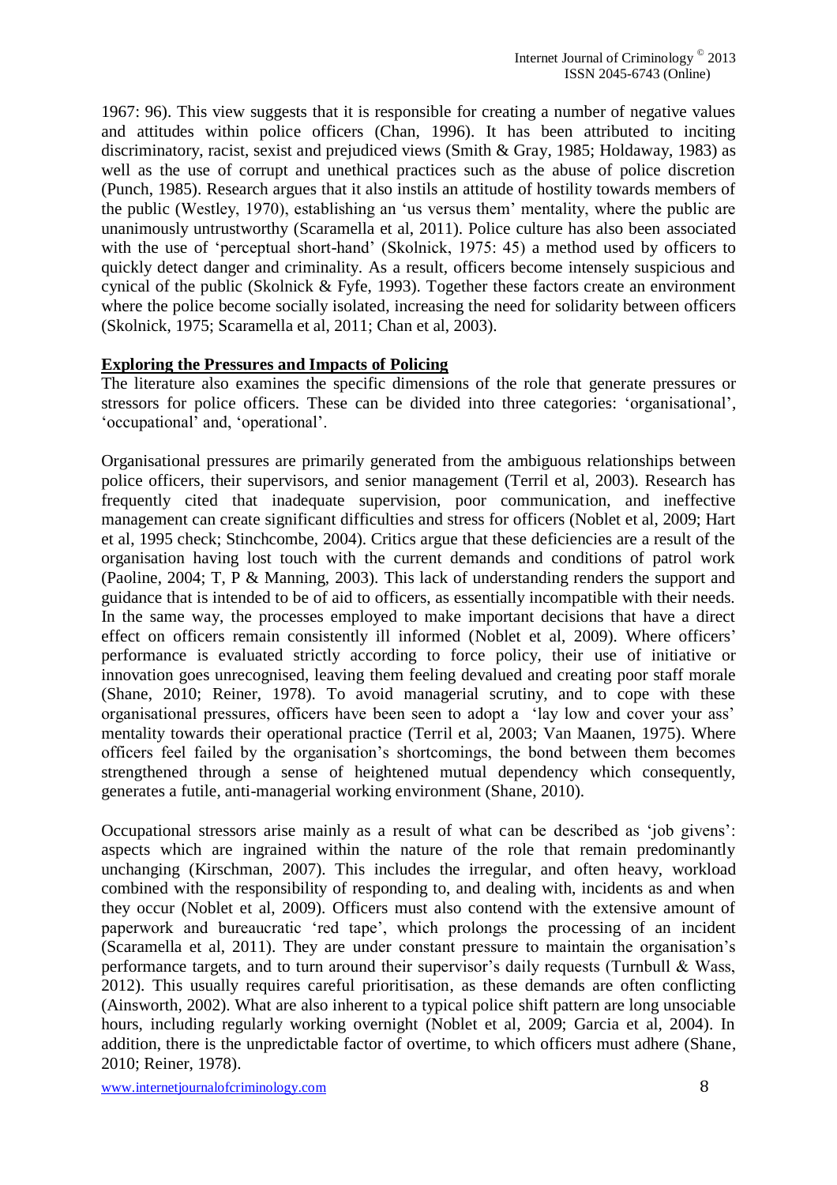1967: 96). This view suggests that it is responsible for creating a number of negative values and attitudes within police officers (Chan, 1996). It has been attributed to inciting discriminatory, racist, sexist and prejudiced views (Smith & Gray, 1985; Holdaway, 1983) as well as the use of corrupt and unethical practices such as the abuse of police discretion (Punch, 1985). Research argues that it also instils an attitude of hostility towards members of the public (Westley, 1970), establishing an 'us versus them' mentality, where the public are unanimously untrustworthy (Scaramella et al, 2011). Police culture has also been associated with the use of 'perceptual short-hand' (Skolnick, 1975: 45) a method used by officers to quickly detect danger and criminality. As a result, officers become intensely suspicious and cynical of the public (Skolnick & Fyfe, 1993). Together these factors create an environment where the police become socially isolated, increasing the need for solidarity between officers (Skolnick, 1975; Scaramella et al, 2011; Chan et al, 2003).

## Exploring the Pressures and Impacts of Policing

The literature also examines the specific dimensions of the role that generate pressures or stressors for police officers. These can be divided into three categories: 'organisational', 'occupational' and, 'operational'.

Organisational pressures are primarily generated from the ambiguous relationships between police officers, their supervisors, and senior management (Terril et al, 2003). Research has frequently cited that inadequate supervision, poor communication, and ineffective management can create significant difficulties and stress for officers (Noblet et al, 2009; Hart et al, 1995 check; Stinchcombe, 2004). Critics argue that these deficiencies are a result of the organisation having lost touch with the current demands and conditions of patrol work (Paoline, 2004; T, P & Manning, 2003). This lack of understanding renders the support and guidance that is intended to be of aid to officers, as essentially incompatible with their needs. In the same way, the processes employed to make important decisions that have a direct effect on officers remain consistently ill informed (Noblet et al, 2009). Where officers' performance is evaluated strictly according to force policy, their use of initiative or innovation goes unrecognised, leaving them feeling devalued and creating poor staff morale (Shane, 2010; Reiner, 1978). To avoid managerial scrutiny, and to cope with these organisational pressures, officers have been seen to adopt a 'lay low and cover your ass' mentality towards their operational practice (Terril et al, 2003; Van Maanen, 1975). Where officers feel failed by the organisation's shortcomings, the bond between them becomes strengthened through a sense of heightened mutual dependency which consequently, generates a futile, anti-managerial working environment (Shane, 2010).

Occupational stressors arise mainly as a result of what can be described as 'job givens': aspects which are ingrained within the nature of the role that remain predominantly unchanging (Kirschman, 2007). This includes the irregular, and often heavy, workload combined with the responsibility of responding to, and dealing with, incidents as and when they occur (Noblet et al, 2009). Officers must also contend with the extensive amount of paperwork and bureaucratic 'red tape', which prolongs the processing of an incident (Scaramella et al, 2011). They are under constant pressure to maintain the organisation's performance targets, and to turn around their supervisor's daily requests (Turnbull & Wass, 2012). This usually requires careful prioritisation, as these demands are often conflicting (Ainsworth, 2002). What are also inherent to a typical police shift pattern are long unsociable hours, including regularly working overnight (Noblet et al, 2009; Garcia et al, 2004). In addition, there is the unpredictable factor of overtime, to which officers must adhere (Shane, 2010; Reiner, 1978).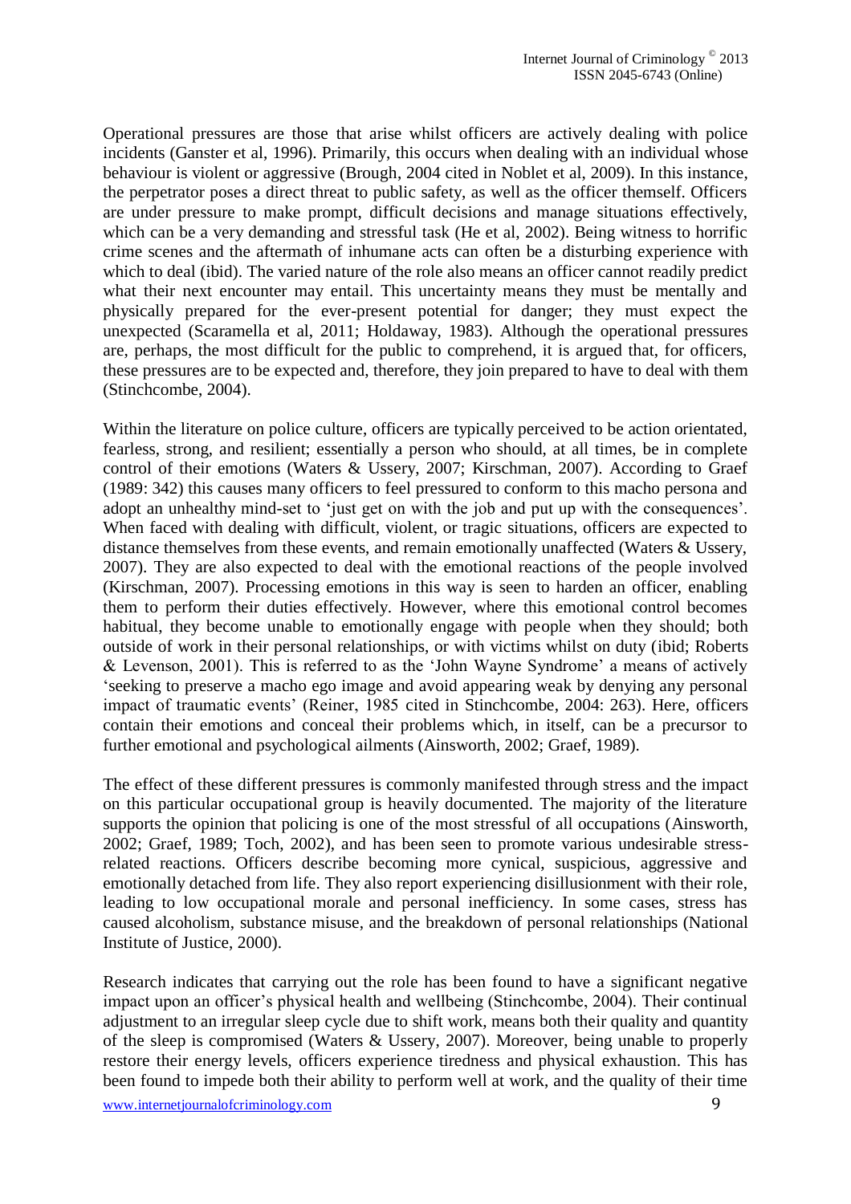Operational pressures are those that arise whilst officers are actively dealing with police incidents (Ganster et al, 1996). Primarily, this occurs when dealing with an individual whose behaviour is violent or aggressive (Brough, 2004 cited in Noblet et al, 2009). In this instance, the perpetrator poses a direct threat to public safety, as well as the officer themself. Officers are under pressure to make prompt, difficult decisions and manage situations effectively, which can be a very demanding and stressful task (He et al, 2002). Being witness to horrific crime scenes and the aftermath of inhumane acts can often be a disturbing experience with which to deal (ibid). The varied nature of the role also means an officer cannot readily predict what their next encounter may entail. This uncertainty means they must be mentally and physically prepared for the ever-present potential for danger; they must expect the unexpected (Scaramella et al, 2011; Holdaway, 1983). Although the operational pressures are, perhaps, the most difficult for the public to comprehend, it is argued that, for officers, these pressures are to be expected and, therefore, they join prepared to have to deal with them (Stinchcombe, 2004).

Within the literature on police culture, officers are typically perceived to be action orientated, fearless, strong, and resilient; essentially a person who should, at all times, be in complete control of their emotions (Waters & Ussery, 2007; Kirschman, 2007). According to Graef (1989: 342) this causes many officers to feel pressured to conform to this macho persona and adopt an unhealthy mind-set to 'just get on with the job and put up with the consequences'. When faced with dealing with difficult, violent, or tragic situations, officers are expected to distance themselves from these events, and remain emotionally unaffected (Waters & Ussery, 2007). They are also expected to deal with the emotional reactions of the people involved (Kirschman, 2007). Processing emotions in this way is seen to harden an officer, enabling them to perform their duties effectively. However, where this emotional control becomes habitual, they become unable to emotionally engage with people when they should; both outside of work in their personal relationships, or with victims whilst on duty (ibid; Roberts & Levenson, 2001). This is referred to as the 'John Wayne Syndrome' a means of actively 'seeking to preserve a macho ego image and avoid appearing weak by denying any personal impact of traumatic events' (Reiner, 1985 cited in Stinchcombe, 2004: 263). Here, officers contain their emotions and conceal their problems which, in itself, can be a precursor to further emotional and psychological ailments (Ainsworth, 2002; Graef, 1989).

The effect of these different pressures is commonly manifested through stress and the impact on this particular occupational group is heavily documented. The majority of the literature supports the opinion that policing is one of the most stressful of all occupations (Ainsworth, 2002; Graef, 1989; Toch, 2002), and has been seen to promote various undesirable stress-related reactions. Officers describe becoming more cynical, suspicious, aggressive and emotionally detached from life. They also report experiencing disillusionment with their role, leading to low occupational morale and personal inefficiency. In some cases, stress has caused alcoholism, substance misuse, and the breakdown of personal relationships (National Institute of Justice, 2000).

Research indicates that carrying out the role has been found to have a significant negative impact upon an officer's physical health and wellbeing (Stinchcombe, 2004). Their continual adjustment to an irregular sleep cycle due to shift work, means both their quality and quantity of the sleep is compromised (Waters & Ussery, 2007). Moreover, being unable to properly restore their energy levels, officers experience tiredness and physical exhaustion. This has been found to impede both their ability to perform well at work, and the quality of their time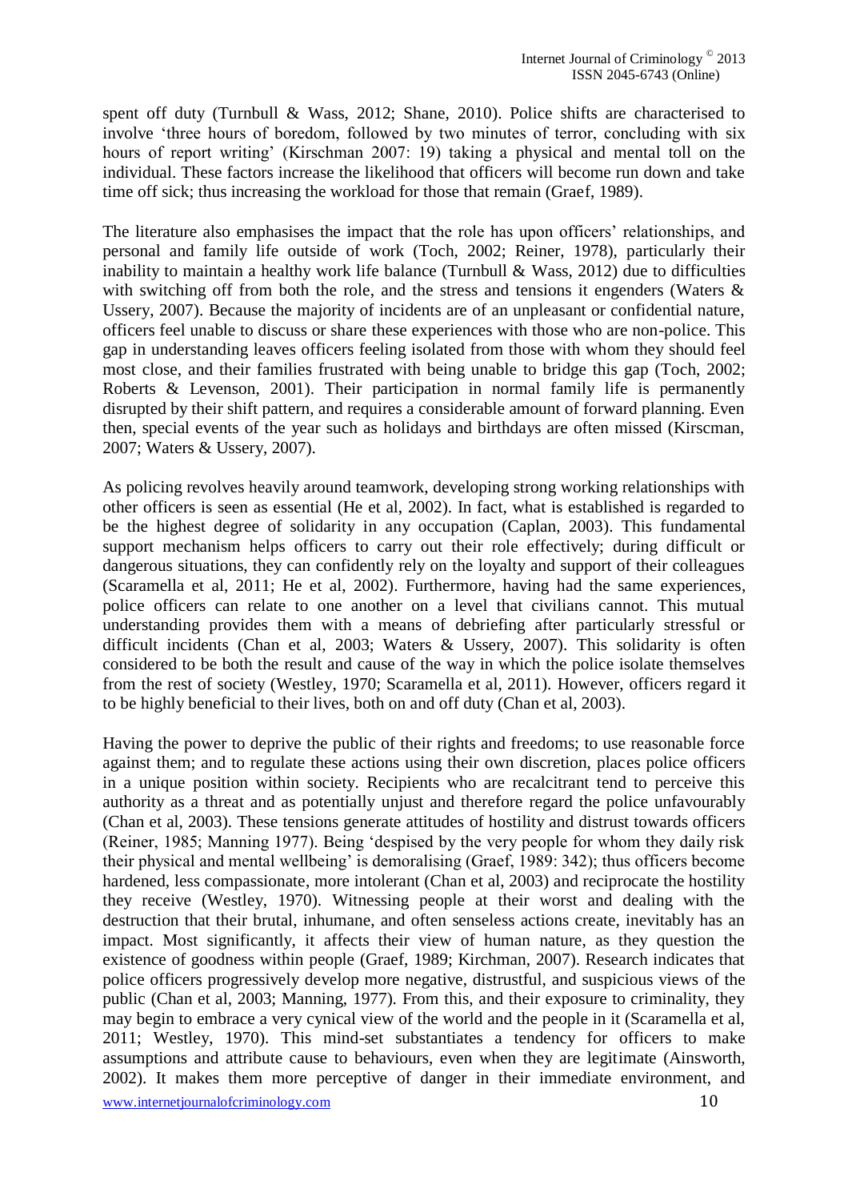spent off duty (Turnbull & Wass, 2012; Shane, 2010). Police shifts are characterised to involve 'three hours of boredom, followed by two minutes of terror, concluding with six hours of report writing' (Kirschman 2007: 19) taking a physical and mental toll on the individual. These factors increase the likelihood that officers will become run down and take time off sick; thus increasing the workload for those that remain (Graef, 1989).

The literature also emphasises the impact that the role has upon officers' relationships, and personal and family life outside of work (Toch, 2002; Reiner, 1978), particularly their inability to maintain a healthy work life balance (Turnbull & Wass, 2012) due to difficulties with switching off from both the role, and the stress and tensions it engenders (Waters & Ussery, 2007). Because the majority of incidents are of an unpleasant or confidential nature, officers feel unable to discuss or share these experiences with those who are non-police. This gap in understanding leaves officers feeling isolated from those with whom they should feel most close, and their families frustrated with being unable to bridge this gap (Toch, 2002; Roberts & Levenson, 2001). Their participation in normal family life is permanently disrupted by their shift pattern, and requires a considerable amount of forward planning. Even then, special events of the year such as holidays and birthdays are often missed (Kirscman, 2007; Waters & Ussery, 2007).

As policing revolves heavily around teamwork, developing strong working relationships with other officers is seen as essential (He et al, 2002). In fact, what is established is regarded to be the highest degree of solidarity in any occupation (Caplan, 2003). This fundamental support mechanism helps officers to carry out their role effectively; during difficult or dangerous situations, they can confidently rely on the loyalty and support of their colleagues (Scaramella et al, 2011; He et al, 2002). Furthermore, having had the same experiences, police officers can relate to one another on a level that civilians cannot. This mutual understanding provides them with a means of debriefing after particularly stressful or difficult incidents (Chan et al, 2003; Waters & Ussery, 2007). This solidarity is often considered to be both the result and cause of the way in which the police isolate themselves from the rest of society (Westley, 1970; Scaramella et al, 2011). However, officers regard it to be highly beneficial to their lives, both on and off duty (Chan et al, 2003).

Having the power to deprive the public of their rights and freedoms; to use reasonable force against them; and to regulate these actions using their own discretion, places police officers in a unique position within society. Recipients who are recalcitrant tend to perceive this authority as a threat and as potentially unjust and therefore regard the police unfavourably (Chan et al, 2003). These tensions generate attitudes of hostility and distrust towards officers (Reiner, 1985; Manning 1977). Being 'despised by the very people for whom they daily risk their physical and mental wellbeing' is demoralising (Graef, 1989: 342); thus officers become hardened, less compassionate, more intolerant (Chan et al, 2003) and reciprocate the hostility they receive (Westley, 1970). Witnessing people at their worst and dealing with the destruction that their brutal, inhumane, and often senseless actions create, inevitably has an impact. Most significantly, it affects their view of human nature, as they question the existence of goodness within people (Graef, 1989; Kirchman, 2007). Research indicates that police officers progressively develop more negative, distrustful, and suspicious views of the public (Chan et al, 2003; Manning, 1977). From this, and their exposure to criminality, they may begin to embrace a very cynical view of the world and the people in it (Scaramella et al, 2011; Westley, 1970). This mind-set substantiates a tendency for officers to make assumptions and attribute cause to behaviours, even when they are legitimate (Ainsworth, 2002). It makes them more perceptive of danger in their immediate environment, and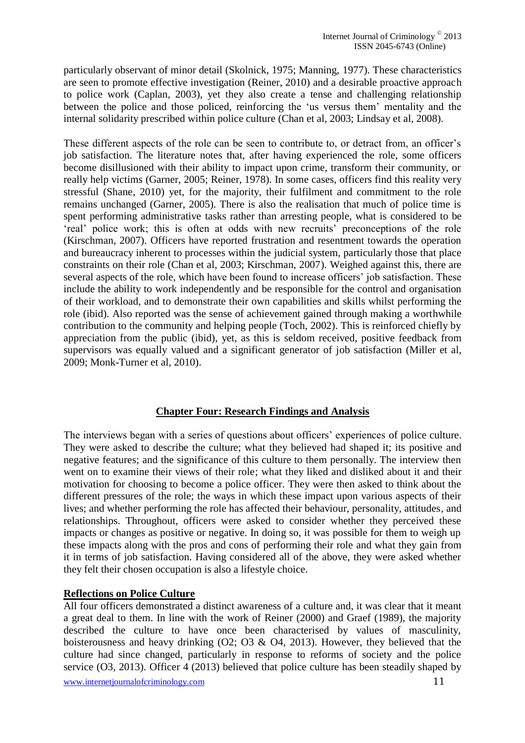particularly observant of minor detail (Skolnick, 1975; Manning, 1977). These characteristics are seen to promote effective investigation (Reiner, 2010) and a desirable proactive approach to police work (Caplan, 2003), yet they also create a tense and challenging relationship between the police and those policed, reinforcing the 'us versus them' mentality and the internal solidarity prescribed within police culture (Chan et al, 2003; Lindsay et al, 2008).

These different aspects of the role can be seen to contribute to, or detract from, an officer's job satisfaction. The literature notes that, after having experienced the role, some officers become disillusioned with their ability to impact upon crime, transform their community, or really help victims (Garner, 2005; Reiner, 1978). In some cases, officers find this reality very stressful (Shane, 2010) yet, for the majority, their fulfilment and commitment to the role remains unchanged (Garner, 2005). There is also the realisation that much of police time is spent performing administrative tasks rather than arresting people, what is considered to be 'real' police work; this is often at odds with new recruits' preconceptions of the role (Kirschman, 2007). Officers have reported frustration and resentment towards the operation and bureaucracy inherent to processes within the judicial system, particularly those that place constraints on their role (Chan et al, 2003; Kirschman, 2007). Weighed against this, there are several aspects of the role, which have been found to increase officers' job satisfaction. These include the ability to work independently and be responsible for the control and organisation of their workload, and to demonstrate their own capabilities and skills whilst performing the role (ibid). Also reported was the sense of achievement gained through making a worthwhile contribution to the community and helping people (Toch, 2002). This is reinforced chiefly by appreciation from the public (ibid), yet, as this is seldom received, positive feedback from supervisors was equally valued and a significant generator of job satisfaction (Miller et al, 2009; Monk-Turner et al, 2010).

## Chapter Four: Research Findings and Analysis

The interviews began with a series of questions about officers' experiences of police culture. They were asked to describe the culture; what they believed had shaped it; its positive and negative features; and the significance of this culture to them personally. The interview then went on to examine their views of their role; what they liked and disliked about it and their motivation for choosing to become a police officer. They were then asked to think about the different pressures of the role; the ways in which these impact upon various aspects of their lives; and whether performing the role has affected their behaviour, personality, attitudes, and relationships. Throughout, officers were asked to consider whether they perceived these impacts or changes as positive or negative. In doing so, it was possible for them to weigh up these impacts along with the pros and cons of performing their role and what they gain from it in terms of job satisfaction. Having considered all of the above, they were asked whether they felt their chosen occupation is also a lifestyle choice.

### Reflections on Police Culture

All four officers demonstrated a distinct awareness of a culture and, it was clear that it meant a great deal to them. In line with the work of Reiner (2000) and Graef (1989), the majority described the culture to have once been characterised by values of masculinity, boisterousness and heavy drinking (O2; O3 & O4, 2013). However, they believed that the culture had since changed, particularly in response to reforms of society and the police service (O3, 2013). Officer 4 (2013) believed that police culture has been steadily shaped by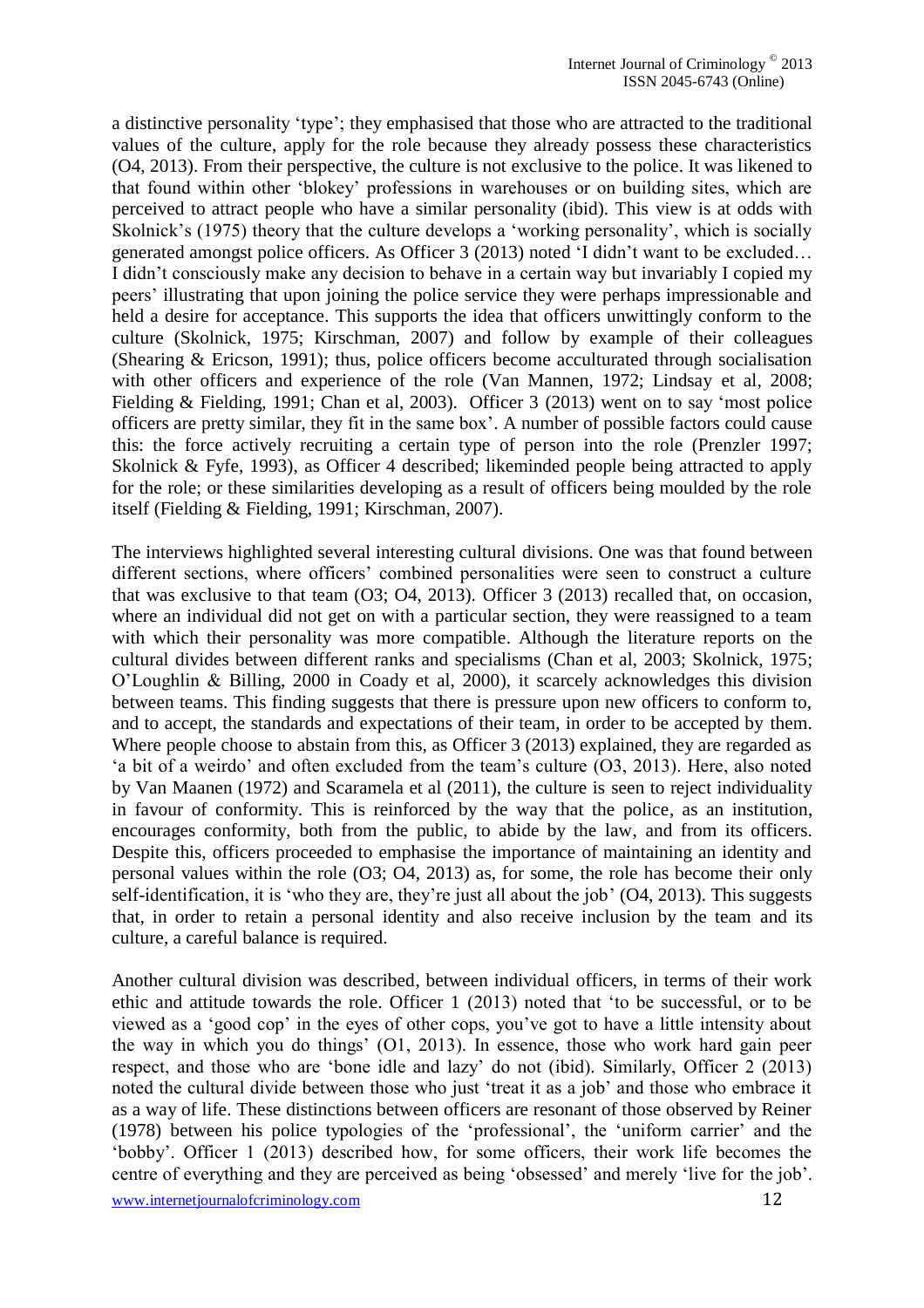a distinctive personality 'type'; they emphasised that those who are attracted to the traditional values of the culture, apply for the role because they already possess these characteristics (O4, 2013). From their perspective, the culture is not exclusive to the police. It was likened to that found within other 'blokey' professions in warehouses or on building sites, which are perceived to attract people who have a similar personality (ibid). This view is at odds with Skolnick's (1975) theory that the culture develops a 'working personality', which is socially generated amongst police officers. As Officer 3 (2013) noted 'I didn't want to be excluded… I didn't consciously make any decision to behave in a certain way but invariably I copied my peers' illustrating that upon joining the police service they were perhaps impressionable and held a desire for acceptance. This supports the idea that officers unwittingly conform to the culture (Skolnick, 1975; Kirschman, 2007) and follow by example of their colleagues (Shearing & Ericson, 1991); thus, police officers become acculturated through socialisation with other officers and experience of the role (Van Mannen, 1972; Lindsay et al, 2008; Fielding & Fielding, 1991; Chan et al, 2003). Officer 3 (2013) went on to say 'most police officers are pretty similar, they fit in the same box'. A number of possible factors could cause this: the force actively recruiting a certain type of person into the role (Prenzler 1997; Skolnick & Fyfe, 1993), as Officer 4 described; likeminded people being attracted to apply for the role; or these similarities developing as a result of officers being moulded by the role itself (Fielding & Fielding, 1991; Kirschman, 2007).

The interviews highlighted several interesting cultural divisions. One was that found between different sections, where officers' combined personalities were seen to construct a culture that was exclusive to that team (O3; O4, 2013). Officer 3 (2013) recalled that, on occasion, where an individual did not get on with a particular section, they were reassigned to a team with which their personality was more compatible. Although the literature reports on the cultural divides between different ranks and specialisms (Chan et al, 2003; Skolnick, 1975; O'Loughlin & Billing, 2000 in Coady et al, 2000), it scarcely acknowledges this division between teams. This finding suggests that there is pressure upon new officers to conform to, and to accept, the standards and expectations of their team, in order to be accepted by them. Where people choose to abstain from this, as Officer 3 (2013) explained, they are regarded as 'a bit of a weirdo' and often excluded from the team's culture (O3, 2013). Here, also noted by Van Maanen (1972) and Scaramela et al (2011), the culture is seen to reject individuality in favour of conformity. This is reinforced by the way that the police, as an institution, encourages conformity, both from the public, to abide by the law, and from its officers. Despite this, officers proceeded to emphasise the importance of maintaining an identity and personal values within the role (O3; O4, 2013) as, for some, the role has become their only self-identification, it is 'who they are, they're just all about the job' (O4, 2013). This suggests that, in order to retain a personal identity and also receive inclusion by the team and its culture, a careful balance is required.

Another cultural division was described, between individual officers, in terms of their work ethic and attitude towards the role. Officer 1 (2013) noted that 'to be successful, or to be viewed as a 'good cop' in the eyes of other cops, you've got to have a little intensity about the way in which you do things' (O1, 2013). In essence, those who work hard gain peer respect, and those who are 'bone idle and lazy' do not (ibid). Similarly, Officer 2 (2013) noted the cultural divide between those who just 'treat it as a job' and those who embrace it as a way of life. These distinctions between officers are resonant of those observed by Reiner (1978) between his police typologies of the 'professional', the 'uniform carrier' and the 'bobby'. Officer 1 (2013) described how, for some officers, their work life becomes the centre of everything and they are perceived as being 'obsessed' and merely 'live for the job'.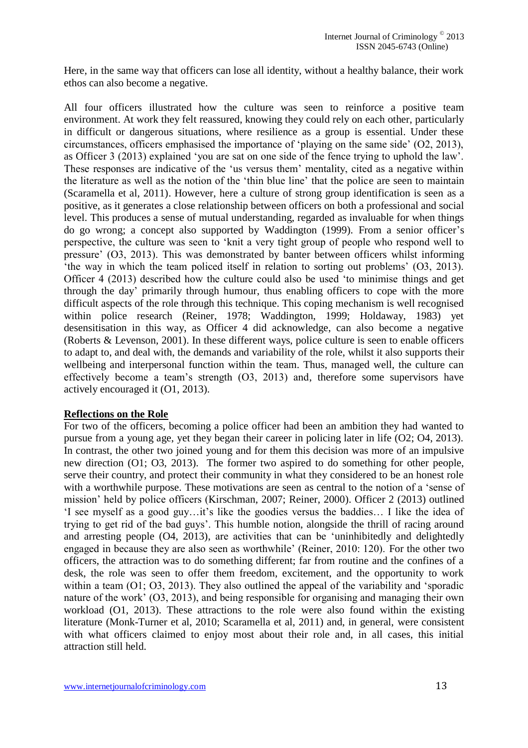Here, in the same way that officers can lose all identity, without a healthy balance, their work ethos can also become a negative.

All four officers illustrated how the culture was seen to reinforce a positive team environment. At work they felt reassured, knowing they could rely on each other, particularly in difficult or dangerous situations, where resilience as a group is essential. Under these circumstances, officers emphasised the importance of 'playing on the same side' (O2, 2013), as Officer 3 (2013) explained 'you are sat on one side of the fence trying to uphold the law'. These responses are indicative of the 'us versus them' mentality, cited as a negative within the literature as well as the notion of the 'thin blue line' that the police are seen to maintain (Scaramella et al, 2011). However, here a culture of strong group identification is seen as a positive, as it generates a close relationship between officers on both a professional and social level. This produces a sense of mutual understanding, regarded as invaluable for when things do go wrong; a concept also supported by Waddington (1999). From a senior officer's perspective, the culture was seen to 'knit a very tight group of people who respond well to pressure' (O3, 2013). This was demonstrated by banter between officers whilst informing 'the way in which the team policed itself in relation to sorting out problems' (O3, 2013). Officer 4 (2013) described how the culture could also be used 'to minimise things and get through the day' primarily through humour, thus enabling officers to cope with the more difficult aspects of the role through this technique. This coping mechanism is well recognised within police research (Reiner, 1978; Waddington, 1999; Holdaway, 1983) yet desensitisation in this way, as Officer 4 did acknowledge, can also become a negative (Roberts & Levenson, 2001). In these different ways, police culture is seen to enable officers to adapt to, and deal with, the demands and variability of the role, whilst it also supports their wellbeing and interpersonal function within the team. Thus, managed well, the culture can effectively become a team's strength (O3, 2013) and, therefore some supervisors have actively encouraged it (O1, 2013).

## Reflections on the Role

For two of the officers, becoming a police officer had been an ambition they had wanted to pursue from a young age, yet they began their career in policing later in life (O2; O4, 2013). In contrast, the other two joined young and for them this decision was more of an impulsive new direction (O1; O3, 2013). The former two aspired to do something for other people, serve their country, and protect their community in what they considered to be an honest role with a worthwhile purpose. These motivations are seen as central to the notion of a 'sense of mission' held by police officers (Kirschman, 2007; Reiner, 2000). Officer 2 (2013) outlined 'I see myself as a good guy…it's like the goodies versus the baddies… I like the idea of trying to get rid of the bad guys'. This humble notion, alongside the thrill of racing around and arresting people (O4, 2013), are activities that can be 'uninhibitedly and delightedly engaged in because they are also seen as worthwhile' (Reiner, 2010: 120). For the other two officers, the attraction was to do something different; far from routine and the confines of a desk, the role was seen to offer them freedom, excitement, and the opportunity to work within a team (O1; O3, 2013). They also outlined the appeal of the variability and 'sporadic nature of the work' (O3, 2013), and being responsible for organising and managing their own workload (O1, 2013). These attractions to the role were also found within the existing literature (Monk-Turner et al, 2010; Scaramella et al, 2011) and, in general, were consistent with what officers claimed to enjoy most about their role and, in all cases, this initial attraction still held.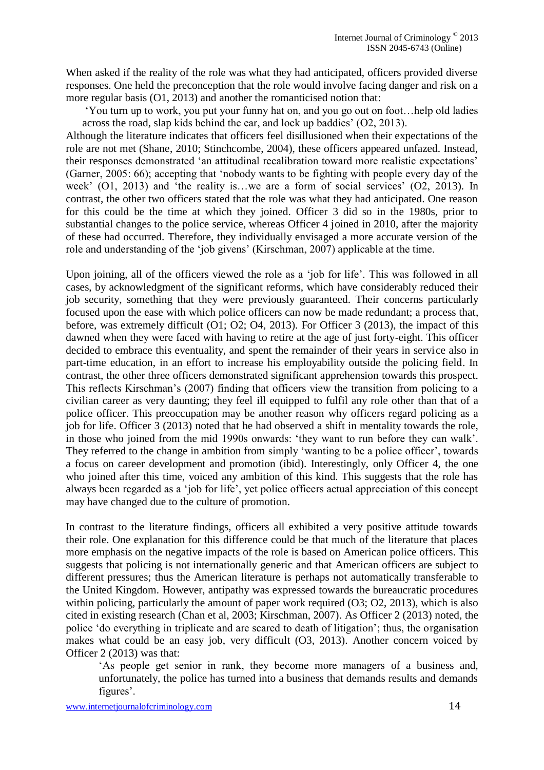When asked if the reality of the role was what they had anticipated, officers provided diverse responses. One held the preconception that the role would involve facing danger and risk on a more regular basis (O1, 2013) and another the romanticised notion that:

> 'You turn up to work, you put your funny hat on, and you go out on foot…help old ladies across the road, slap kids behind the ear, and lock up baddies' (O2, 2013).

Although the literature indicates that officers feel disillusioned when their expectations of the role are not met (Shane, 2010; Stinchcombe, 2004), these officers appeared unfazed. Instead, their responses demonstrated 'an attitudinal recalibration toward more realistic expectations' (Garner, 2005: 66); accepting that 'nobody wants to be fighting with people every day of the week' (O1, 2013) and 'the reality is…we are a form of social services' (O2, 2013). In contrast, the other two officers stated that the role was what they had anticipated. One reason for this could be the time at which they joined. Officer 3 did so in the 1980s, prior to substantial changes to the police service, whereas Officer 4 joined in 2010, after the majority of these had occurred. Therefore, they individually envisaged a more accurate version of the role and understanding of the 'job givens' (Kirschman, 2007) applicable at the time.

Upon joining, all of the officers viewed the role as a 'job for life'. This was followed in all cases, by acknowledgment of the significant reforms, which have considerably reduced their job security, something that they were previously guaranteed. Their concerns particularly focused upon the ease with which police officers can now be made redundant; a process that, before, was extremely difficult (O1; O2; O4, 2013). For Officer 3 (2013), the impact of this dawned when they were faced with having to retire at the age of just forty-eight. This officer decided to embrace this eventuality, and spent the remainder of their years in service also in part-time education, in an effort to increase his employability outside the policing field. In contrast, the other three officers demonstrated significant apprehension towards this prospect. This reflects Kirschman's (2007) finding that officers view the transition from policing to a civilian career as very daunting; they feel ill equipped to fulfil any role other than that of a police officer. This preoccupation may be another reason why officers regard policing as a job for life. Officer 3 (2013) noted that he had observed a shift in mentality towards the role, in those who joined from the mid 1990s onwards: 'they want to run before they can walk'. They referred to the change in ambition from simply 'wanting to be a police officer', towards a focus on career development and promotion (ibid). Interestingly, only Officer 4, the one who joined after this time, voiced any ambition of this kind. This suggests that the role has always been regarded as a 'job for life', yet police officers actual appreciation of this concept may have changed due to the culture of promotion.

In contrast to the literature findings, officers all exhibited a very positive attitude towards their role. One explanation for this difference could be that much of the literature that places more emphasis on the negative impacts of the role is based on American police officers. This suggests that policing is not internationally generic and that American officers are subject to different pressures; thus the American literature is perhaps not automatically transferable to the United Kingdom. However, antipathy was expressed towards the bureaucratic procedures within policing, particularly the amount of paper work required (O3; O2, 2013), which is also cited in existing research (Chan et al, 2003; Kirschman, 2007). As Officer 2 (2013) noted, the police 'do everything in triplicate and are scared to death of litigation'; thus, the organisation makes what could be an easy job, very difficult (O3, 2013). Another concern voiced by Officer 2 (2013) was that:

> 'As people get senior in rank, they become more managers of a business and, unfortunately, the police has turned into a business that demands results and demands figures'.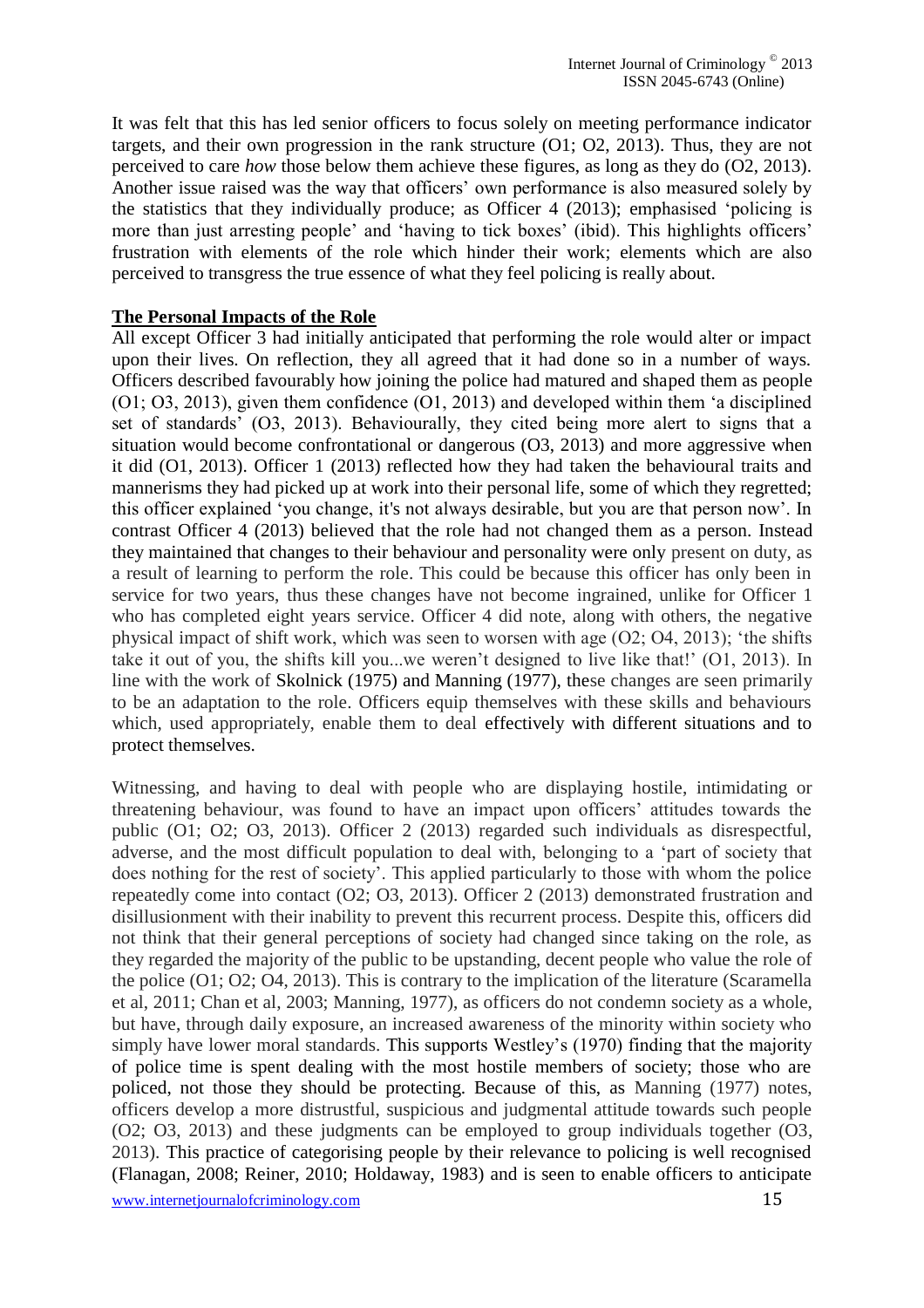It was felt that this has led senior officers to focus solely on meeting performance indicator targets, and their own progression in the rank structure (O1; O2, 2013). Thus, they are not perceived to care *how* those below them achieve these figures, as long as they do (O2, 2013). Another issue raised was the way that officers' own performance is also measured solely by the statistics that they individually produce; as Officer 4 (2013); emphasised 'policing is more than just arresting people' and 'having to tick boxes' (ibid). This highlights officers' frustration with elements of the role which hinder their work; elements which are also perceived to transgress the true essence of what they feel policing is really about.

**The Personal Impacts of the Role**

All except Officer 3 had initially anticipated that performing the role would alter or impact upon their lives. On reflection, they all agreed that it had done so in a number of ways. Officers described favourably how joining the police had matured and shaped them as people (O1; O3, 2013), given them confidence (O1, 2013) and developed within them 'a disciplined set of standards' (O3, 2013). Behaviourally, they cited being more alert to signs that a situation would become confrontational or dangerous (O3, 2013) and more aggressive when it did (O1, 2013). Officer 1 (2013) reflected how they had taken the behavioural traits and mannerisms they had picked up at work into their personal life, some of which they regretted; this officer explained 'you change, it's not always desirable, but you are that person now'. In contrast Officer 4 (2013) believed that the role had not changed them as a person. Instead they maintained that changes to their behaviour and personality were only present on duty, as a result of learning to perform the role. This could be because this officer has only been in service for two years, thus these changes have not become ingrained, unlike for Officer 1 who has completed eight years service. Officer 4 did note, along with others, the negative physical impact of shift work, which was seen to worsen with age (O2; O4, 2013); 'the shifts take it out of you, the shifts kill you...we weren't designed to live like that!' (O1, 2013). In line with the work of Skolnick (1975) and Manning (1977), these changes are seen primarily to be an adaptation to the role. Officers equip themselves with these skills and behaviours which, used appropriately, enable them to deal effectively with different situations and to protect themselves.

Witnessing, and having to deal with people who are displaying hostile, intimidating or threatening behaviour, was found to have an impact upon officers' attitudes towards the public (O1; O2; O3, 2013). Officer 2 (2013) regarded such individuals as disrespectful, adverse, and the most difficult population to deal with, belonging to a 'part of society that does nothing for the rest of society'. This applied particularly to those with whom the police repeatedly come into contact (O2; O3, 2013). Officer 2 (2013) demonstrated frustration and disillusionment with their inability to prevent this recurrent process. Despite this, officers did not think that their general perceptions of society had changed since taking on the role, as they regarded the majority of the public to be upstanding, decent people who value the role of the police (O1; O2; O4, 2013). This is contrary to the implication of the literature (Scaramella et al, 2011; Chan et al, 2003; Manning, 1977), as officers do not condemn society as a whole, but have, through daily exposure, an increased awareness of the minority within society who simply have lower moral standards. This supports Westley's (1970) finding that the majority of police time is spent dealing with the most hostile members of society; those who are policed, not those they should be protecting. Because of this, as Manning (1977) notes, officers develop a more distrustful, suspicious and judgmental attitude towards such people (O2; O3, 2013) and these judgments can be employed to group individuals together (O3, 2013). This practice of categorising people by their relevance to policing is well recognised (Flanagan, 2008; Reiner, 2010; Holdaway, 1983) and is seen to enable officers to anticipate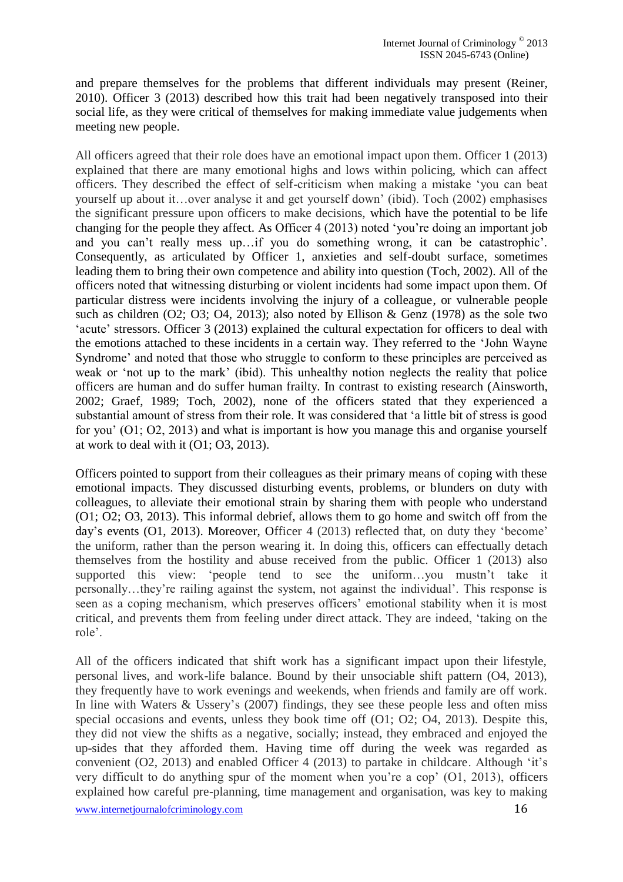and prepare themselves for the problems that different individuals may present (Reiner, 2010). Officer 3 (2013) described how this trait had been negatively transposed into their social life, as they were critical of themselves for making immediate value judgements when meeting new people.

All officers agreed that their role does have an emotional impact upon them. Officer 1 (2013) explained that there are many emotional highs and lows within policing, which can affect officers. They described the effect of self-criticism when making a mistake 'you can beat yourself up about it…over analyse it and get yourself down' (ibid). Toch (2002) emphasises the significant pressure upon officers to make decisions, which have the potential to be life changing for the people they affect. As Officer 4 (2013) noted 'you're doing an important job and you can't really mess up…if you do something wrong, it can be catastrophic'. Consequently, as articulated by Officer 1, anxieties and self-doubt surface, sometimes leading them to bring their own competence and ability into question (Toch, 2002). All of the officers noted that witnessing disturbing or violent incidents had some impact upon them. Of particular distress were incidents involving the injury of a colleague, or vulnerable people such as children (O2; O3; O4, 2013); also noted by Ellison & Genz (1978) as the sole two 'acute' stressors. Officer 3 (2013) explained the cultural expectation for officers to deal with the emotions attached to these incidents in a certain way. They referred to the 'John Wayne Syndrome' and noted that those who struggle to conform to these principles are perceived as weak or 'not up to the mark' (ibid). This unhealthy notion neglects the reality that police officers are human and do suffer human frailty. In contrast to existing research (Ainsworth, 2002; Graef, 1989; Toch, 2002), none of the officers stated that they experienced a substantial amount of stress from their role. It was considered that 'a little bit of stress is good for you' (O1; O2, 2013) and what is important is how you manage this and organise yourself at work to deal with it (O1; O3, 2013).

Officers pointed to support from their colleagues as their primary means of coping with these emotional impacts. They discussed disturbing events, problems, or blunders on duty with colleagues, to alleviate their emotional strain by sharing them with people who understand (O1; O2; O3, 2013). This informal debrief, allows them to go home and switch off from the day's events (O1, 2013). Moreover, Officer 4 (2013) reflected that, on duty they 'become' the uniform, rather than the person wearing it. In doing this, officers can effectually detach themselves from the hostility and abuse received from the public. Officer 1 (2013) also supported this view: 'people tend to see the uniform…you mustn't take it personally…they're railing against the system, not against the individual'. This response is seen as a coping mechanism, which preserves officers' emotional stability when it is most critical, and prevents them from feeling under direct attack. They are indeed, 'taking on the role'.

All of the officers indicated that shift work has a significant impact upon their lifestyle, personal lives, and work-life balance. Bound by their unsociable shift pattern (O4, 2013), they frequently have to work evenings and weekends, when friends and family are off work. In line with Waters & Ussery's (2007) findings, they see these people less and often miss special occasions and events, unless they book time off (O1; O2; O4, 2013). Despite this, they did not view the shifts as a negative, socially; instead, they embraced and enjoyed the up-sides that they afforded them. Having time off during the week was regarded as convenient (O2, 2013) and enabled Officer 4 (2013) to partake in childcare. Although 'it's very difficult to do anything spur of the moment when you're a cop' (O1, 2013), officers explained how careful pre-planning, time management and organisation, was key to making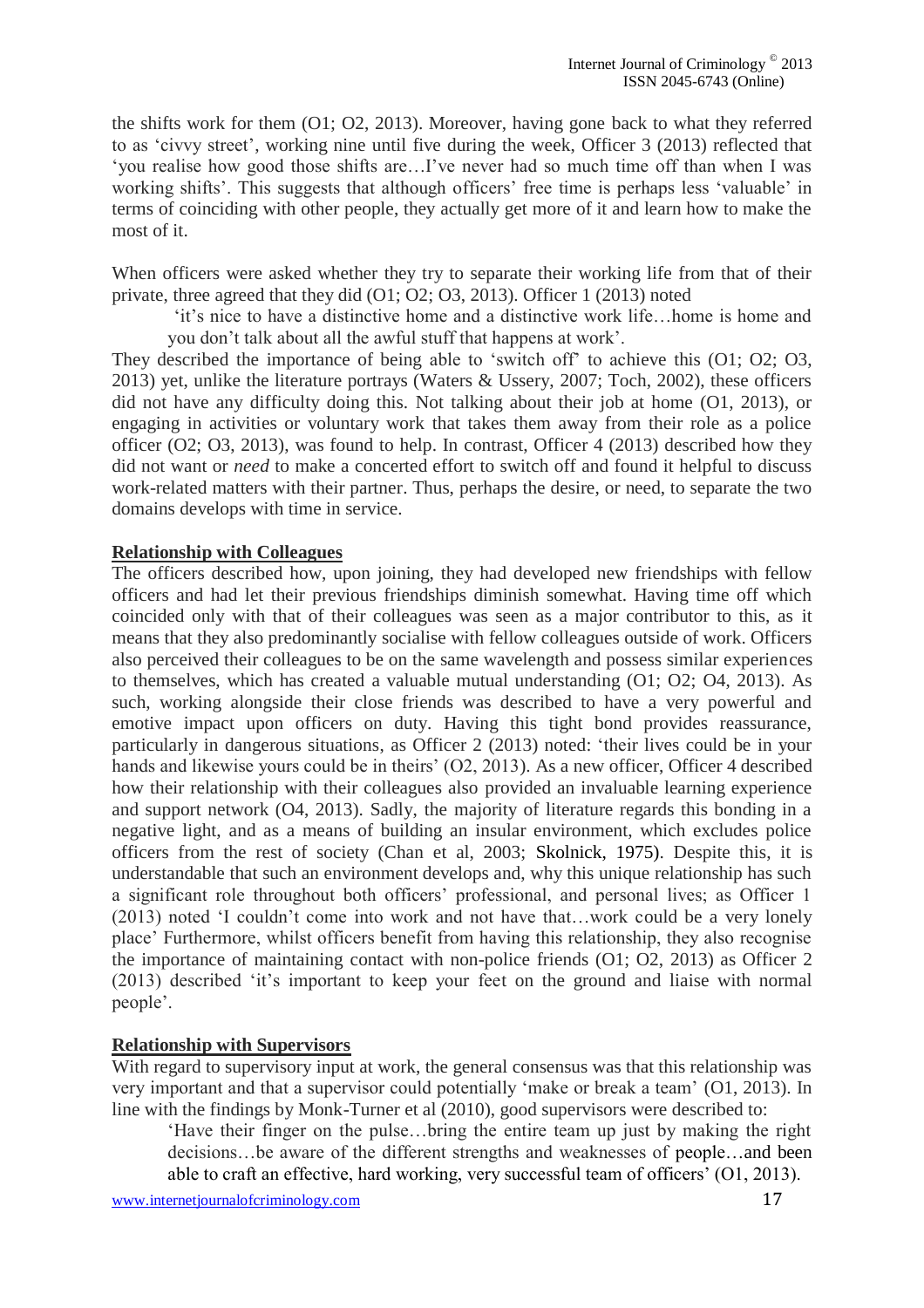the shifts work for them (O1; O2, 2013). Moreover, having gone back to what they referred to as 'civvy street', working nine until five during the week, Officer 3 (2013) reflected that 'you realise how good those shifts are…I've never had so much time off than when I was working shifts'. This suggests that although officers' free time is perhaps less 'valuable' in terms of coinciding with other people, they actually get more of it and learn how to make the most of it.

When officers were asked whether they try to separate their working life from that of their private, three agreed that they did (O1; O2; O3, 2013). Officer 1 (2013) noted

> 'it's nice to have a distinctive home and a distinctive work life…home is home and you don't talk about all the awful stuff that happens at work'.

They described the importance of being able to 'switch off' to achieve this (O1; O2; O3, 2013) yet, unlike the literature portrays (Waters & Ussery, 2007; Toch, 2002), these officers did not have any difficulty doing this. Not talking about their job at home (O1, 2013), or engaging in activities or voluntary work that takes them away from their role as a police officer (O2; O3, 2013), was found to help. In contrast, Officer 4 (2013) described how they did not want or *need* to make a concerted effort to switch off and found it helpful to discuss work-related matters with their partner. Thus, perhaps the desire, or need, to separate the two domains develops with time in service.

**Relationship with Colleagues**

The officers described how, upon joining, they had developed new friendships with fellow officers and had let their previous friendships diminish somewhat. Having time off which coincided only with that of their colleagues was seen as a major contributor to this, as it means that they also predominantly socialise with fellow colleagues outside of work. Officers also perceived their colleagues to be on the same wavelength and possess similar experiences to themselves, which has created a valuable mutual understanding (O1; O2; O4, 2013). As such, working alongside their close friends was described to have a very powerful and emotive impact upon officers on duty. Having this tight bond provides reassurance, particularly in dangerous situations, as Officer 2 (2013) noted: 'their lives could be in your hands and likewise yours could be in theirs' (O2, 2013). As a new officer, Officer 4 described how their relationship with their colleagues also provided an invaluable learning experience and support network (O4, 2013). Sadly, the majority of literature regards this bonding in a negative light, and as a means of building an insular environment, which excludes police officers from the rest of society (Chan et al, 2003; Skolnick, 1975). Despite this, it is understandable that such an environment develops and, why this unique relationship has such a significant role throughout both officers' professional, and personal lives; as Officer 1 (2013) noted 'I couldn't come into work and not have that…work could be a very lonely place' Furthermore, whilst officers benefit from having this relationship, they also recognise the importance of maintaining contact with non-police friends (O1; O2, 2013) as Officer 2 (2013) described 'it's important to keep your feet on the ground and liaise with normal people'.

**Relationship with Supervisors**

With regard to supervisory input at work, the general consensus was that this relationship was very important and that a supervisor could potentially 'make or break a team' (O1, 2013). In line with the findings by Monk-Turner et al (2010), good supervisors were described to:

> 'Have their finger on the pulse…bring the entire team up just by making the right decisions…be aware of the different strengths and weaknesses of people…and been able to craft an effective, hard working, very successful team of officers' (O1, 2013).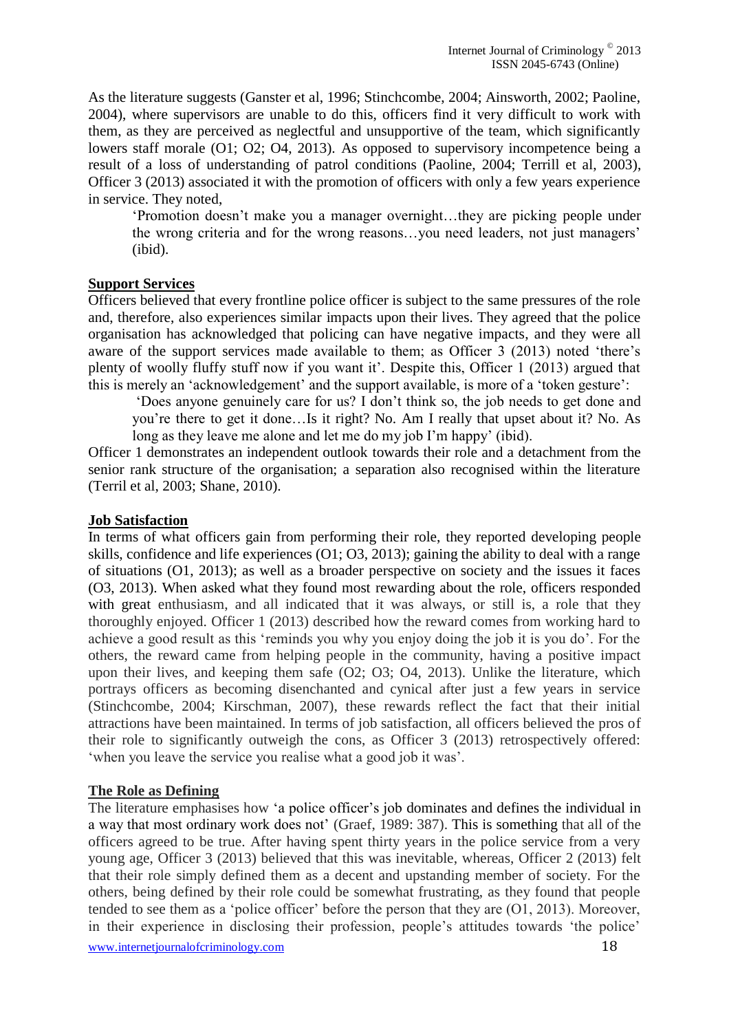As the literature suggests (Ganster et al, 1996; Stinchcombe, 2004; Ainsworth, 2002; Paoline, 2004), where supervisors are unable to do this, officers find it very difficult to work with them, as they are perceived as neglectful and unsupportive of the team, which significantly lowers staff morale (O1; O2; O4, 2013). As opposed to supervisory incompetence being a result of a loss of understanding of patrol conditions (Paoline, 2004; Terrill et al, 2003), Officer 3 (2013) associated it with the promotion of officers with only a few years experience in service. They noted,

> 'Promotion doesn't make you a manager overnight…they are picking people under the wrong criteria and for the wrong reasons…you need leaders, not just managers' (ibid).

**Support Services**

Officers believed that every frontline police officer is subject to the same pressures of the role and, therefore, also experiences similar impacts upon their lives. They agreed that the police organisation has acknowledged that policing can have negative impacts, and they were all aware of the support services made available to them; as Officer 3 (2013) noted 'there's plenty of woolly fluffy stuff now if you want it'. Despite this, Officer 1 (2013) argued that this is merely an 'acknowledgement' and the support available, is more of a 'token gesture':

> 'Does anyone genuinely care for us? I don't think so, the job needs to get done and you're there to get it done…Is it right? No. Am I really that upset about it? No. As long as they leave me alone and let me do my job I'm happy' (ibid).

Officer 1 demonstrates an independent outlook towards their role and a detachment from the senior rank structure of the organisation; a separation also recognised within the literature (Terril et al, 2003; Shane, 2010).

**Job Satisfaction**

In terms of what officers gain from performing their role, they reported developing people skills, confidence and life experiences (O1; O3, 2013); gaining the ability to deal with a range of situations (O1, 2013); as well as a broader perspective on society and the issues it faces (O3, 2013). When asked what they found most rewarding about the role, officers responded with great enthusiasm, and all indicated that it was always, or still is, a role that they thoroughly enjoyed. Officer 1 (2013) described how the reward comes from working hard to achieve a good result as this 'reminds you why you enjoy doing the job it is you do'. For the others, the reward came from helping people in the community, having a positive impact upon their lives, and keeping them safe (O2; O3; O4, 2013). Unlike the literature, which portrays officers as becoming disenchanted and cynical after just a few years in service (Stinchcombe, 2004; Kirschman, 2007), these rewards reflect the fact that their initial attractions have been maintained. In terms of job satisfaction, all officers believed the pros of their role to significantly outweigh the cons, as Officer 3 (2013) retrospectively offered: 'when you leave the service you realise what a good job it was'.

**The Role as Defining**

The literature emphasises how 'a police officer's job dominates and defines the individual in a way that most ordinary work does not' (Graef, 1989: 387). This is something that all of the officers agreed to be true. After having spent thirty years in the police service from a very young age, Officer 3 (2013) believed that this was inevitable, whereas, Officer 2 (2013) felt that their role simply defined them as a decent and upstanding member of society. For the others, being defined by their role could be somewhat frustrating, as they found that people tended to see them as a 'police officer' before the person that they are (O1, 2013). Moreover, in their experience in disclosing their profession, people's attitudes towards 'the police'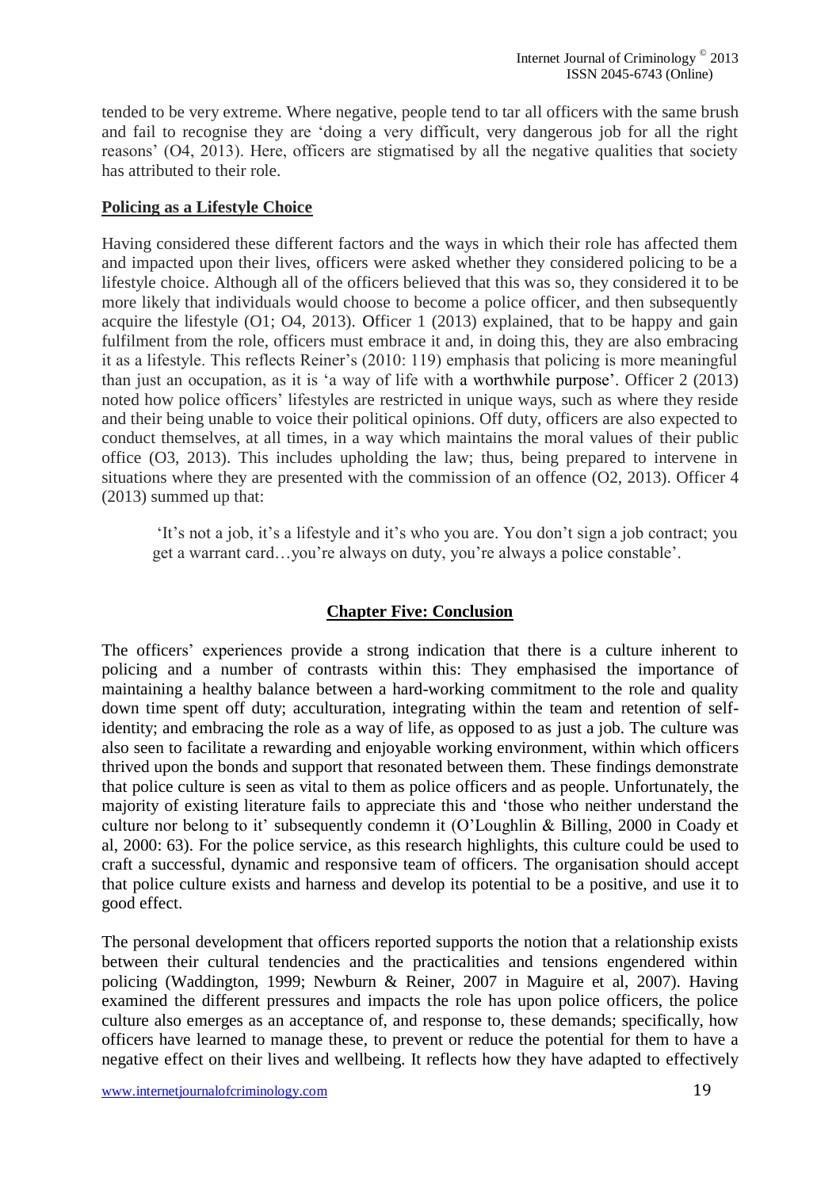tended to be very extreme. Where negative, people tend to tar all officers with the same brush and fail to recognise they are 'doing a very difficult, very dangerous job for all the right reasons' (O4, 2013). Here, officers are stigmatised by all the negative qualities that society has attributed to their role.

**Policing as a Lifestyle Choice**

Having considered these different factors and the ways in which their role has affected them and impacted upon their lives, officers were asked whether they considered policing to be a lifestyle choice. Although all of the officers believed that this was so, they considered it to be more likely that individuals would choose to become a police officer, and then subsequently acquire the lifestyle (O1; O4, 2013). Officer 1 (2013) explained, that to be happy and gain fulfilment from the role, officers must embrace it and, in doing this, they are also embracing it as a lifestyle. This reflects Reiner's (2010: 119) emphasis that policing is more meaningful than just an occupation, as it is 'a way of life with a worthwhile purpose'. Officer 2 (2013) noted how police officers' lifestyles are restricted in unique ways, such as where they reside and their being unable to voice their political opinions. Off duty, officers are also expected to conduct themselves, at all times, in a way which maintains the moral values of their public office (O3, 2013). This includes upholding the law; thus, being prepared to intervene in situations where they are presented with the commission of an offence (O2, 2013). Officer 4 (2013) summed up that:

> 'It's not a job, it's a lifestyle and it's who you are. You don't sign a job contract; you get a warrant card…you're always on duty, you're always a police constable'.

## Chapter Five: Conclusion

The officers' experiences provide a strong indication that there is a culture inherent to policing and a number of contrasts within this: They emphasised the importance of maintaining a healthy balance between a hard-working commitment to the role and quality down time spent off duty; acculturation, integrating within the team and retention of self-identity; and embracing the role as a way of life, as opposed to as just a job. The culture was also seen to facilitate a rewarding and enjoyable working environment, within which officers thrived upon the bonds and support that resonated between them. These findings demonstrate that police culture is seen as vital to them as police officers and as people. Unfortunately, the majority of existing literature fails to appreciate this and 'those who neither understand the culture nor belong to it' subsequently condemn it (O'Loughlin & Billing, 2000 in Coady et al, 2000: 63). For the police service, as this research highlights, this culture could be used to craft a successful, dynamic and responsive team of officers. The organisation should accept that police culture exists and harness and develop its potential to be a positive, and use it to good effect.

The personal development that officers reported supports the notion that a relationship exists between their cultural tendencies and the practicalities and tensions engendered within policing (Waddington, 1999; Newburn & Reiner, 2007 in Maguire et al, 2007). Having examined the different pressures and impacts the role has upon police officers, the police culture also emerges as an acceptance of, and response to, these demands; specifically, how officers have learned to manage these, to prevent or reduce the potential for them to have a negative effect on their lives and wellbeing. It reflects how they have adapted to effectively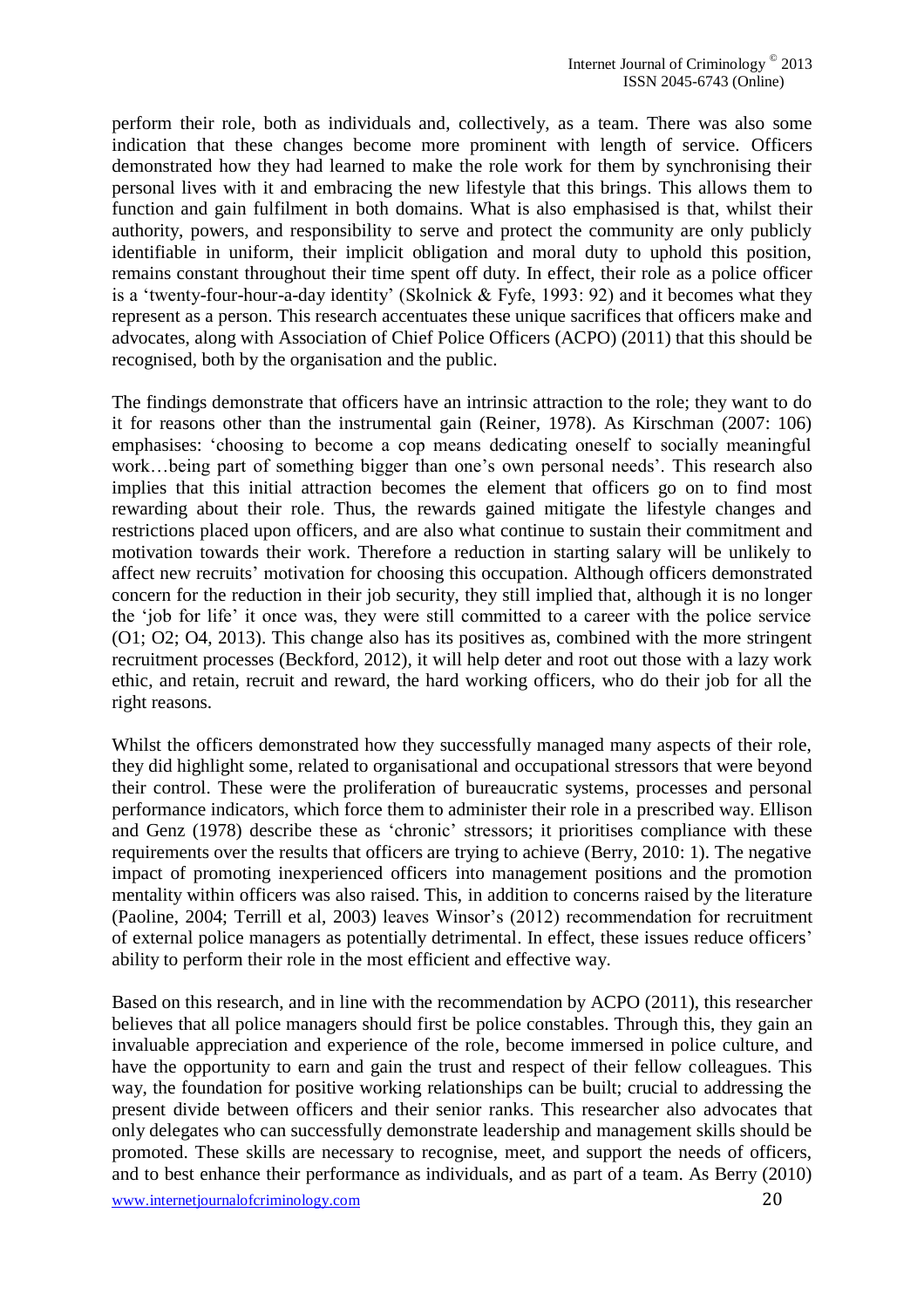perform their role, both as individuals and, collectively, as a team. There was also some indication that these changes become more prominent with length of service. Officers demonstrated how they had learned to make the role work for them by synchronising their personal lives with it and embracing the new lifestyle that this brings. This allows them to function and gain fulfilment in both domains. What is also emphasised is that, whilst their authority, powers, and responsibility to serve and protect the community are only publicly identifiable in uniform, their implicit obligation and moral duty to uphold this position, remains constant throughout their time spent off duty. In effect, their role as a police officer is a 'twenty-four-hour-a-day identity' (Skolnick & Fyfe, 1993: 92) and it becomes what they represent as a person. This research accentuates these unique sacrifices that officers make and advocates, along with Association of Chief Police Officers (ACPO) (2011) that this should be recognised, both by the organisation and the public.

The findings demonstrate that officers have an intrinsic attraction to the role; they want to do it for reasons other than the instrumental gain (Reiner, 1978). As Kirschman (2007: 106) emphasises: 'choosing to become a cop means dedicating oneself to socially meaningful work…being part of something bigger than one's own personal needs'. This research also implies that this initial attraction becomes the element that officers go on to find most rewarding about their role. Thus, the rewards gained mitigate the lifestyle changes and restrictions placed upon officers, and are also what continue to sustain their commitment and motivation towards their work. Therefore a reduction in starting salary will be unlikely to affect new recruits' motivation for choosing this occupation. Although officers demonstrated concern for the reduction in their job security, they still implied that, although it is no longer the 'job for life' it once was, they were still committed to a career with the police service (O1; O2; O4, 2013). This change also has its positives as, combined with the more stringent recruitment processes (Beckford, 2012), it will help deter and root out those with a lazy work ethic, and retain, recruit and reward, the hard working officers, who do their job for all the right reasons.

Whilst the officers demonstrated how they successfully managed many aspects of their role, they did highlight some, related to organisational and occupational stressors that were beyond their control. These were the proliferation of bureaucratic systems, processes and personal performance indicators, which force them to administer their role in a prescribed way. Ellison and Genz (1978) describe these as 'chronic' stressors; it prioritises compliance with these requirements over the results that officers are trying to achieve (Berry, 2010: 1). The negative impact of promoting inexperienced officers into management positions and the promotion mentality within officers was also raised. This, in addition to concerns raised by the literature (Paoline, 2004; Terrill et al, 2003) leaves Winsor's (2012) recommendation for recruitment of external police managers as potentially detrimental. In effect, these issues reduce officers' ability to perform their role in the most efficient and effective way.

Based on this research, and in line with the recommendation by ACPO (2011), this researcher believes that all police managers should first be police constables. Through this, they gain an invaluable appreciation and experience of the role, become immersed in police culture, and have the opportunity to earn and gain the trust and respect of their fellow colleagues. This way, the foundation for positive working relationships can be built; crucial to addressing the present divide between officers and their senior ranks. This researcher also advocates that only delegates who can successfully demonstrate leadership and management skills should be promoted. These skills are necessary to recognise, meet, and support the needs of officers, and to best enhance their performance as individuals, and as part of a team. As Berry (2010)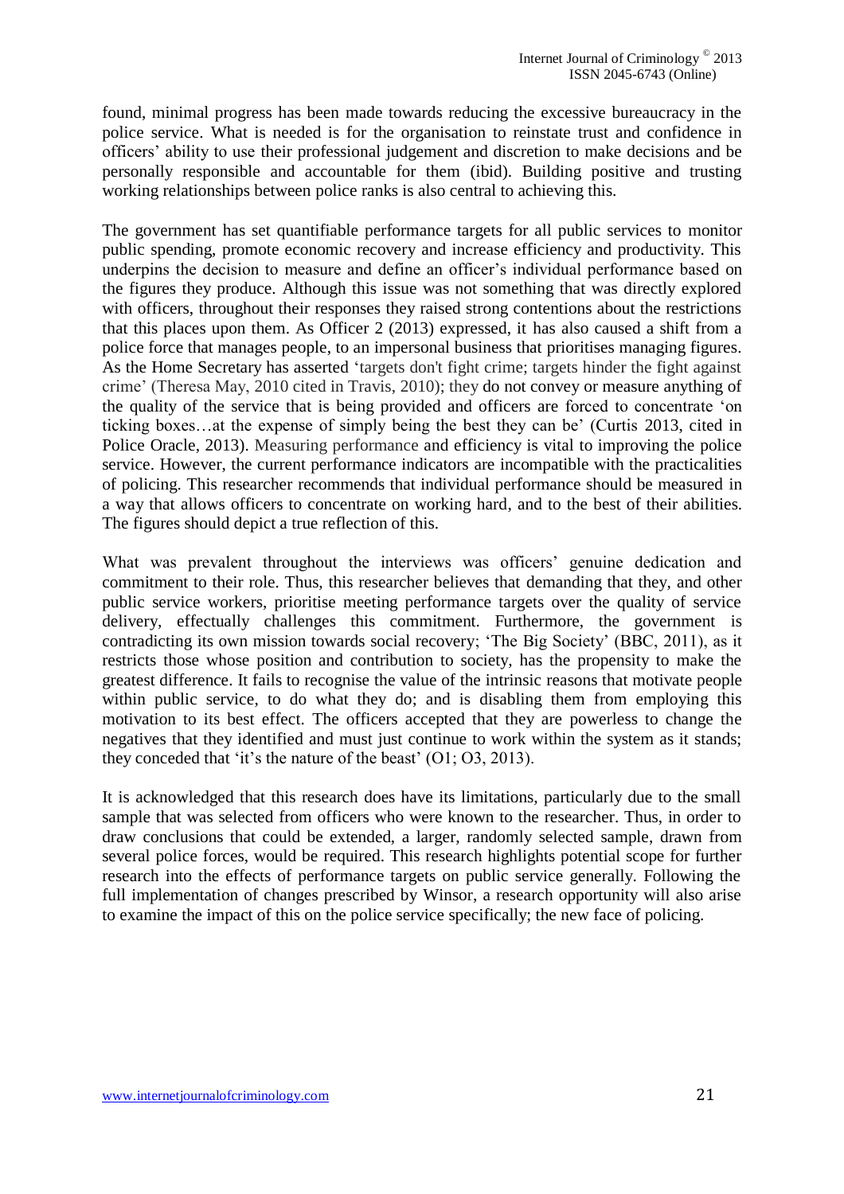found, minimal progress has been made towards reducing the excessive bureaucracy in the police service. What is needed is for the organisation to reinstate trust and confidence in officers' ability to use their professional judgement and discretion to make decisions and be personally responsible and accountable for them (ibid). Building positive and trusting working relationships between police ranks is also central to achieving this.

The government has set quantifiable performance targets for all public services to monitor public spending, promote economic recovery and increase efficiency and productivity. This underpins the decision to measure and define an officer's individual performance based on the figures they produce. Although this issue was not something that was directly explored with officers, throughout their responses they raised strong contentions about the restrictions that this places upon them. As Officer 2 (2013) expressed, it has also caused a shift from a police force that manages people, to an impersonal business that prioritises managing figures. As the Home Secretary has asserted 'targets don't fight crime; targets hinder the fight against crime' (Theresa May, 2010 cited in Travis, 2010); they do not convey or measure anything of the quality of the service that is being provided and officers are forced to concentrate 'on ticking boxes…at the expense of simply being the best they can be' (Curtis 2013, cited in Police Oracle, 2013). Measuring performance and efficiency is vital to improving the police service. However, the current performance indicators are incompatible with the practicalities of policing. This researcher recommends that individual performance should be measured in a way that allows officers to concentrate on working hard, and to the best of their abilities. The figures should depict a true reflection of this.

What was prevalent throughout the interviews was officers' genuine dedication and commitment to their role. Thus, this researcher believes that demanding that they, and other public service workers, prioritise meeting performance targets over the quality of service delivery, effectually challenges this commitment. Furthermore, the government is contradicting its own mission towards social recovery; 'The Big Society' (BBC, 2011), as it restricts those whose position and contribution to society, has the propensity to make the greatest difference. It fails to recognise the value of the intrinsic reasons that motivate people within public service, to do what they do; and is disabling them from employing this motivation to its best effect. The officers accepted that they are powerless to change the negatives that they identified and must just continue to work within the system as it stands; they conceded that 'it's the nature of the beast' (O1; O3, 2013).

It is acknowledged that this research does have its limitations, particularly due to the small sample that was selected from officers who were known to the researcher. Thus, in order to draw conclusions that could be extended, a larger, randomly selected sample, drawn from several police forces, would be required. This research highlights potential scope for further research into the effects of performance targets on public service generally. Following the full implementation of changes prescribed by Winsor, a research opportunity will also arise to examine the impact of this on the police service specifically; the new face of policing.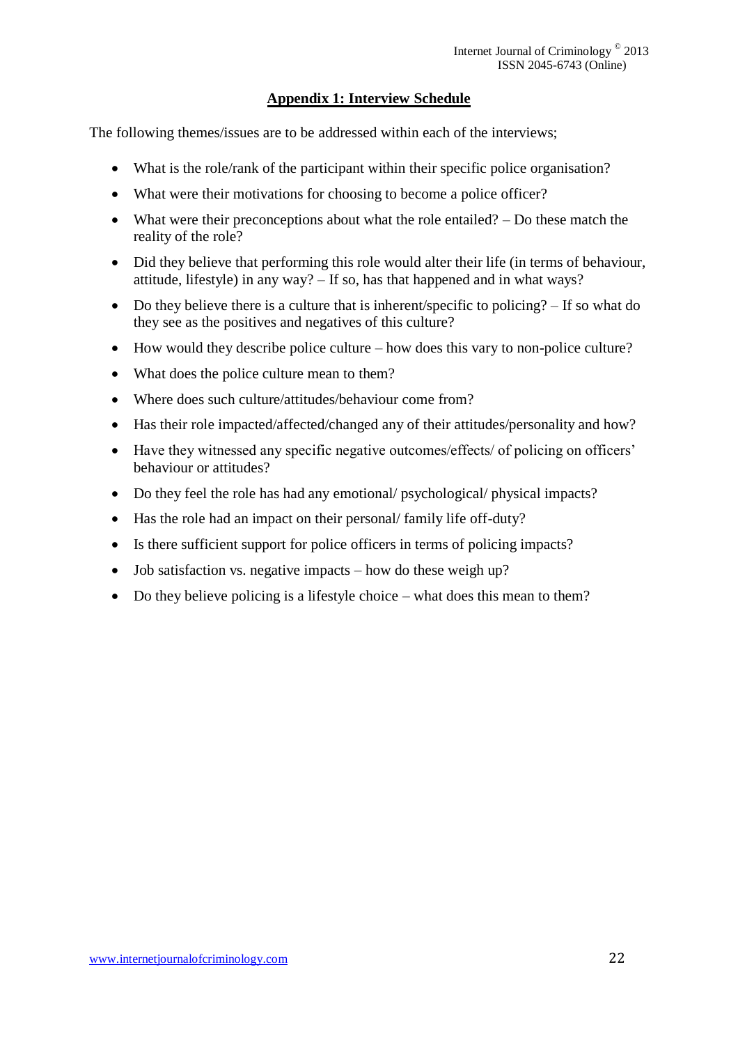## Appendix 1: Interview Schedule

The following themes/issues are to be addressed within each of the interviews;

- What is the role/rank of the participant within their specific police organisation?
- What were their motivations for choosing to become a police officer?
- What were their preconceptions about what the role entailed? – Do these match the reality of the role?
- Did they believe that performing this role would alter their life (in terms of behaviour, attitude, lifestyle) in any way? – If so, has that happened and in what ways?
- Do they believe there is a culture that is inherent/specific to policing? – If so what do they see as the positives and negatives of this culture?
- How would they describe police culture – how does this vary to non-police culture?
- What does the police culture mean to them?
- Where does such culture/attitudes/behaviour come from?
- Has their role impacted/affected/changed any of their attitudes/personality and how?
- Have they witnessed any specific negative outcomes/effects/ of policing on officers' behaviour or attitudes?
- Do they feel the role has had any emotional/ psychological/ physical impacts?
- Has the role had an impact on their personal/ family life off-duty?
- Is there sufficient support for police officers in terms of policing impacts?
- Job satisfaction vs. negative impacts – how do these weigh up?
- Do they believe policing is a lifestyle choice – what does this mean to them?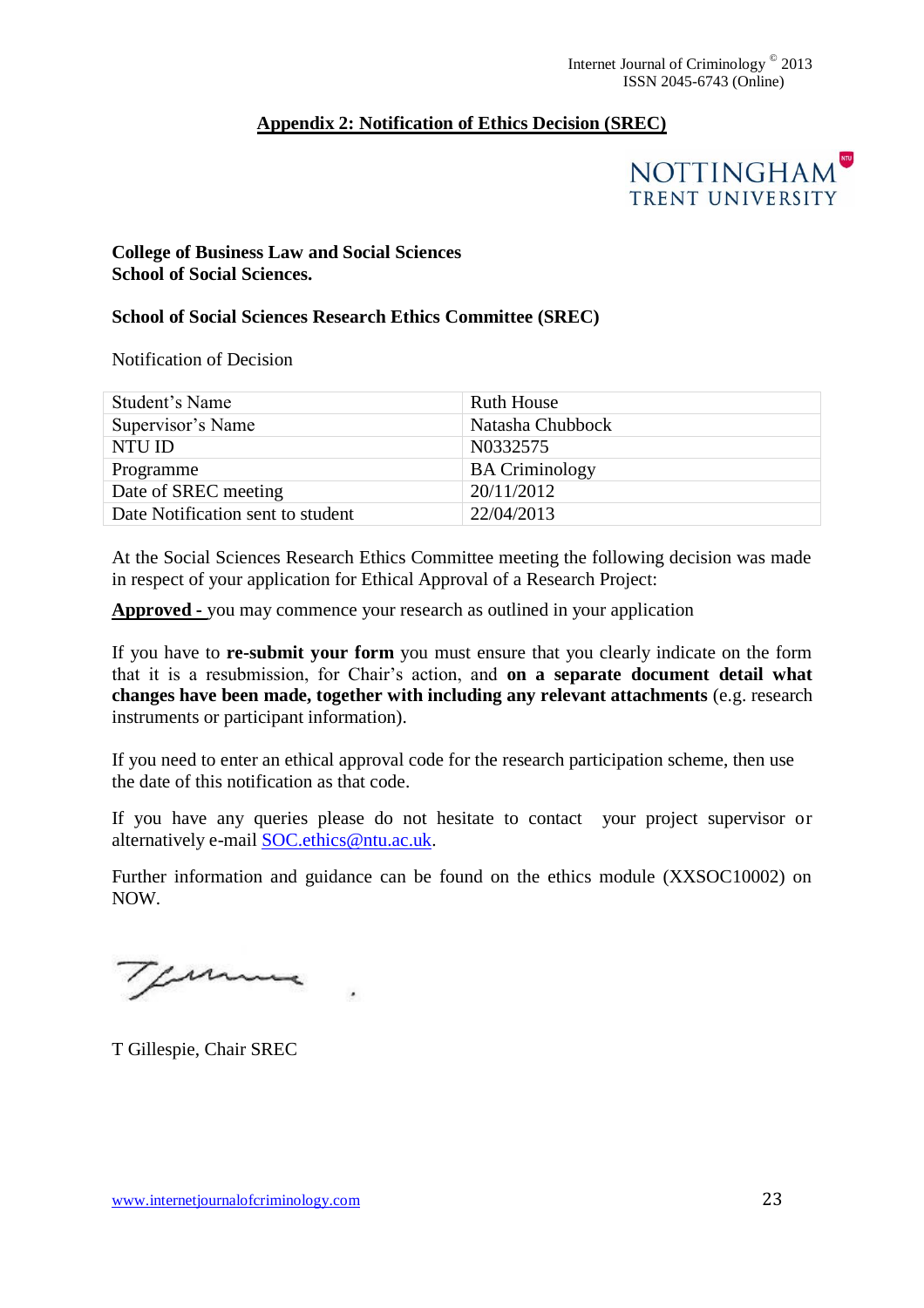## Appendix 2: Notification of Ethics Decision (SREC)

NOTTINGHAM TRENT UNIVERSITY

**College of Business Law and Social Sciences**
**School of Social Sciences.**

**School of Social Sciences Research Ethics Committee (SREC)**

Notification of Decision

| Student's Name | Ruth House |
|---|---|
| Supervisor's Name | Natasha Chubbock |
| NTU ID | N0332575 |
| Programme | BA Criminology |
| Date of SREC meeting | 20/11/2012 |
| Date Notification sent to student | 22/04/2013 |

At the Social Sciences Research Ethics Committee meeting the following decision was made in respect of your application for Ethical Approval of a Research Project:

**Approved -** you may commence your research as outlined in your application

If you have to **re-submit your form** you must ensure that you clearly indicate on the form that it is a resubmission, for Chair's action, and **on a separate document detail what changes have been made, together with including any relevant attachments** (e.g. research instruments or participant information).

If you need to enter an ethical approval code for the research participation scheme, then use the date of this notification as that code.

If you have any queries please do not hesitate to contact your project supervisor or alternatively e-mail SOC.ethics@ntu.ac.uk.

Further information and guidance can be found on the ethics module (XXSOC10002) on NOW.

T Gillespie, Chair SREC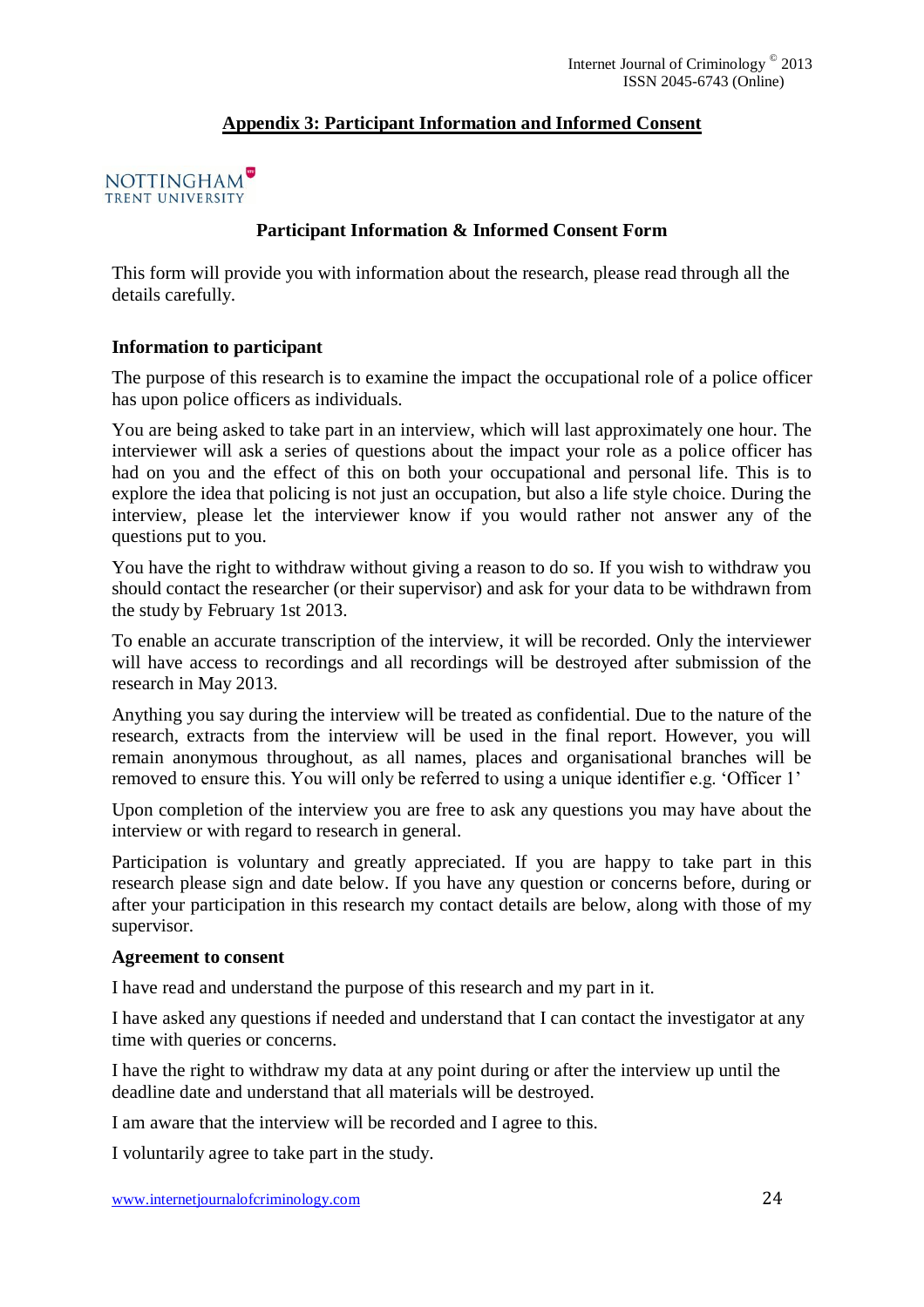## Appendix 3: Participant Information and Informed Consent

NOTTINGHAM TRENT UNIVERSITY

### Participant Information & Informed Consent Form

This form will provide you with information about the research, please read through all the details carefully.

**Information to participant**

The purpose of this research is to examine the impact the occupational role of a police officer has upon police officers as individuals.

You are being asked to take part in an interview, which will last approximately one hour. The interviewer will ask a series of questions about the impact your role as a police officer has had on you and the effect of this on both your occupational and personal life. This is to explore the idea that policing is not just an occupation, but also a life style choice. During the interview, please let the interviewer know if you would rather not answer any of the questions put to you.

You have the right to withdraw without giving a reason to do so. If you wish to withdraw you should contact the researcher (or their supervisor) and ask for your data to be withdrawn from the study by February 1st 2013.

To enable an accurate transcription of the interview, it will be recorded. Only the interviewer will have access to recordings and all recordings will be destroyed after submission of the research in May 2013.

Anything you say during the interview will be treated as confidential. Due to the nature of the research, extracts from the interview will be used in the final report. However, you will remain anonymous throughout, as all names, places and organisational branches will be removed to ensure this. You will only be referred to using a unique identifier e.g. 'Officer 1'

Upon completion of the interview you are free to ask any questions you may have about the interview or with regard to research in general.

Participation is voluntary and greatly appreciated. If you are happy to take part in this research please sign and date below. If you have any question or concerns before, during or after your participation in this research my contact details are below, along with those of my supervisor.

**Agreement to consent**

I have read and understand the purpose of this research and my part in it.

I have asked any questions if needed and understand that I can contact the investigator at any time with queries or concerns.

I have the right to withdraw my data at any point during or after the interview up until the deadline date and understand that all materials will be destroyed.

I am aware that the interview will be recorded and I agree to this.

I voluntarily agree to take part in the study.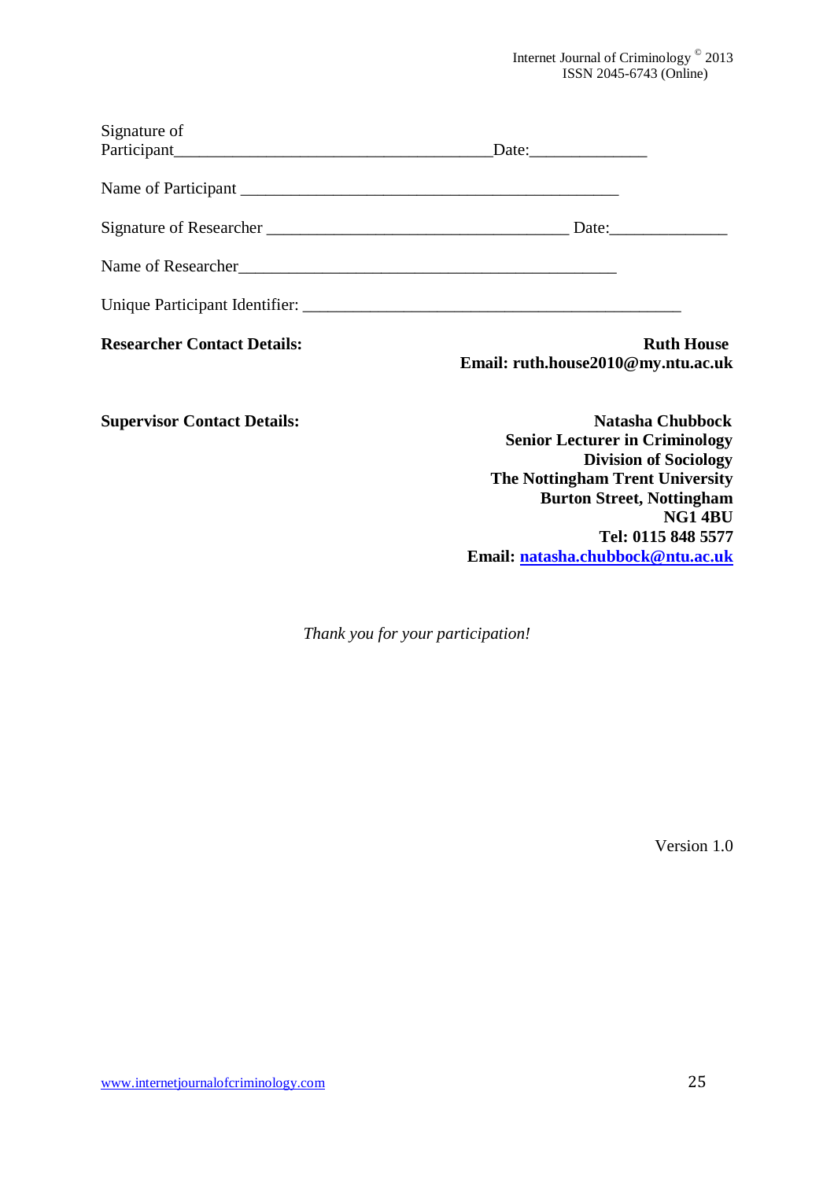Signature of Participant______________________________________Date:_____________

Name of Participant ____________________________________________

Signature of Researcher ___________________________________ Date:_____________

Name of Researcher____________________________________________

Unique Participant Identifier: ____________________________________________

**Researcher Contact Details:**

**Ruth House**
**Email: ruth.house2010@my.ntu.ac.uk**

**Supervisor Contact Details:**

**Natasha Chubbock**
**Senior Lecturer in Criminology**
**Division of Sociology**
**The Nottingham Trent University**
**Burton Street, Nottingham**
**NG1 4BU**
**Tel: 0115 848 5577**
**Email: natasha.chubbock@ntu.ac.uk**

*Thank you for your participation!*

Version 1.0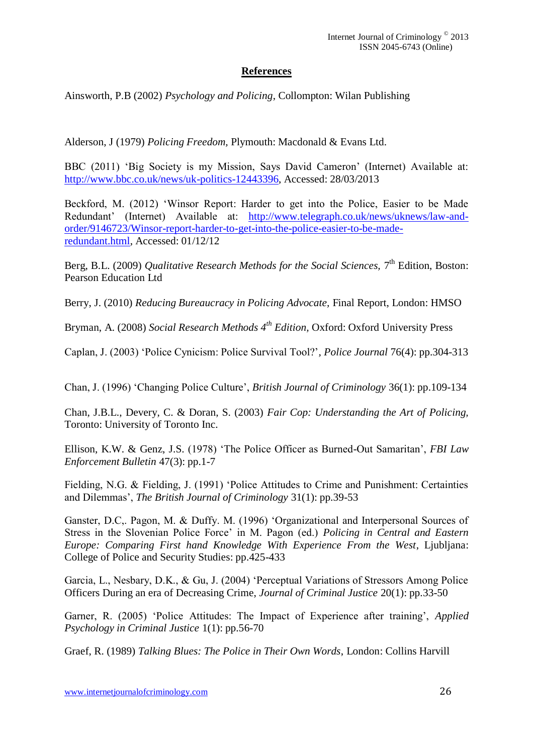## References

Ainsworth, P.B (2002) *Psychology and Policing*, Collompton: Wilan Publishing

Alderson, J (1979) *Policing Freedom,* Plymouth: Macdonald & Evans Ltd.

BBC (2011) 'Big Society is my Mission, Says David Cameron' (Internet) Available at: http://www.bbc.co.uk/news/uk-politics-12443396, Accessed: 28/03/2013

Beckford, M. (2012) 'Winsor Report: Harder to get into the Police, Easier to be Made Redundant' (Internet) Available at: http://www.telegraph.co.uk/news/uknews/law-and-order/9146723/Winsor-report-harder-to-get-into-the-police-easier-to-be-made-redundant.html, Accessed: 01/12/12

Berg, B.L. (2009) *Qualitative Research Methods for the Social Sciences,* 7th Edition, Boston: Pearson Education Ltd

Berry, J. (2010) *Reducing Bureaucracy in Policing Advocate,* Final Report, London: HMSO

Bryman, A. (2008) *Social Research Methods 4th Edition,* Oxford: Oxford University Press

Caplan, J. (2003) 'Police Cynicism: Police Survival Tool?', *Police Journal* 76(4): pp.304-313

Chan, J. (1996) 'Changing Police Culture', *British Journal of Criminology* 36(1): pp.109-134

Chan, J.B.L., Devery, C. & Doran, S. (2003) *Fair Cop: Understanding the Art of Policing,* Toronto: University of Toronto Inc.

Ellison, K.W. & Genz, J.S. (1978) 'The Police Officer as Burned-Out Samaritan', *FBI Law Enforcement Bulletin* 47(3): pp.1-7

Fielding, N.G. & Fielding, J. (1991) 'Police Attitudes to Crime and Punishment: Certainties and Dilemmas', *The British Journal of Criminology* 31(1): pp.39-53

Ganster, D.C,. Pagon, M. & Duffy. M. (1996) 'Organizational and Interpersonal Sources of Stress in the Slovenian Police Force' in M. Pagon (ed.) *Policing in Central and Eastern Europe: Comparing First hand Knowledge With Experience From the West*, Ljubljana: College of Police and Security Studies: pp.425-433

Garcia, L., Nesbary, D.K., & Gu, J. (2004) 'Perceptual Variations of Stressors Among Police Officers During an era of Decreasing Crime, *Journal of Criminal Justice* 20(1): pp.33-50

Garner, R. (2005) 'Police Attitudes: The Impact of Experience after training', *Applied Psychology in Criminal Justice* 1(1): pp.56-70

Graef, R. (1989) *Talking Blues: The Police in Their Own Words*, London: Collins Harvill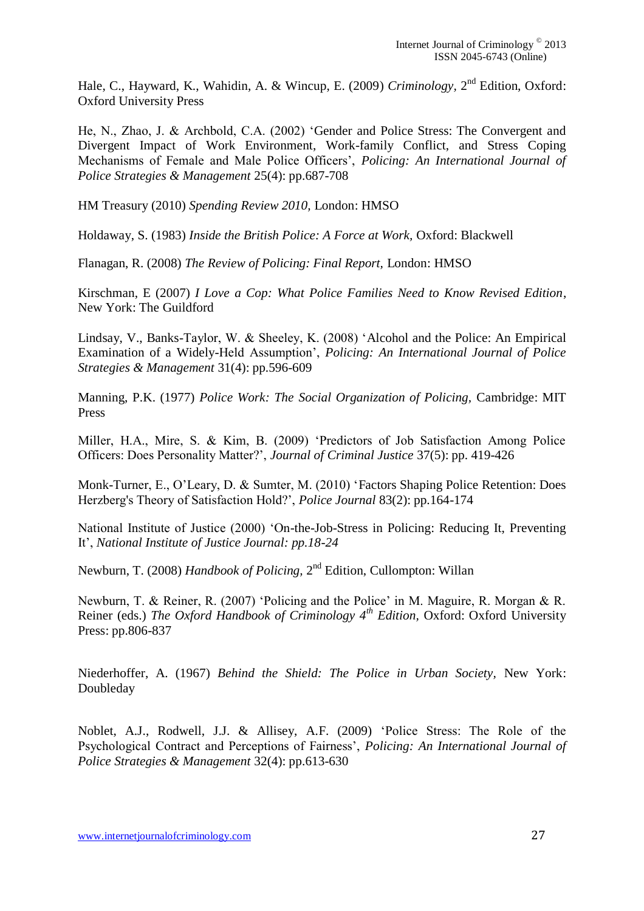Hale, C., Hayward, K., Wahidin, A. & Wincup, E. (2009) *Criminology,* 2nd Edition, Oxford: Oxford University Press

He, N., Zhao, J. & Archbold, C.A. (2002) 'Gender and Police Stress: The Convergent and Divergent Impact of Work Environment, Work-family Conflict, and Stress Coping Mechanisms of Female and Male Police Officers', *Policing: An International Journal of Police Strategies & Management* 25(4): pp.687-708

HM Treasury (2010) *Spending Review 2010,* London: HMSO

Holdaway, S. (1983) *Inside the British Police: A Force at Work,* Oxford: Blackwell

Flanagan, R. (2008) *The Review of Policing: Final Report,* London: HMSO

Kirschman, E (2007) *I Love a Cop: What Police Families Need to Know Revised Edition*, New York: The Guildford

Lindsay, V., Banks-Taylor, W. & Sheeley, K. (2008) 'Alcohol and the Police: An Empirical Examination of a Widely-Held Assumption', *Policing: An International Journal of Police Strategies & Management* 31(4): pp.596-609

Manning, P.K. (1977) *Police Work: The Social Organization of Policing,* Cambridge: MIT Press

Miller, H.A., Mire, S. & Kim, B. (2009) 'Predictors of Job Satisfaction Among Police Officers: Does Personality Matter?', *Journal of Criminal Justice* 37(5): pp. 419-426

Monk-Turner, E., O'Leary, D. & Sumter, M. (2010) 'Factors Shaping Police Retention: Does Herzberg's Theory of Satisfaction Hold?', *Police Journal* 83(2): pp.164-174

National Institute of Justice (2000) 'On-the-Job-Stress in Policing: Reducing It, Preventing It', *National Institute of Justice Journal: pp.18-24*

Newburn, T. (2008) *Handbook of Policing,* 2nd Edition, Cullompton: Willan

Newburn, T. & Reiner, R. (2007) 'Policing and the Police' in M. Maguire, R. Morgan & R. Reiner (eds.) *The Oxford Handbook of Criminology 4th Edition,* Oxford: Oxford University Press: pp.806-837

Niederhoffer, A. (1967) *Behind the Shield: The Police in Urban Society,* New York: Doubleday

Noblet, A.J., Rodwell, J.J. & Allisey, A.F. (2009) 'Police Stress: The Role of the Psychological Contract and Perceptions of Fairness', *Policing: An International Journal of Police Strategies & Management* 32(4): pp.613-630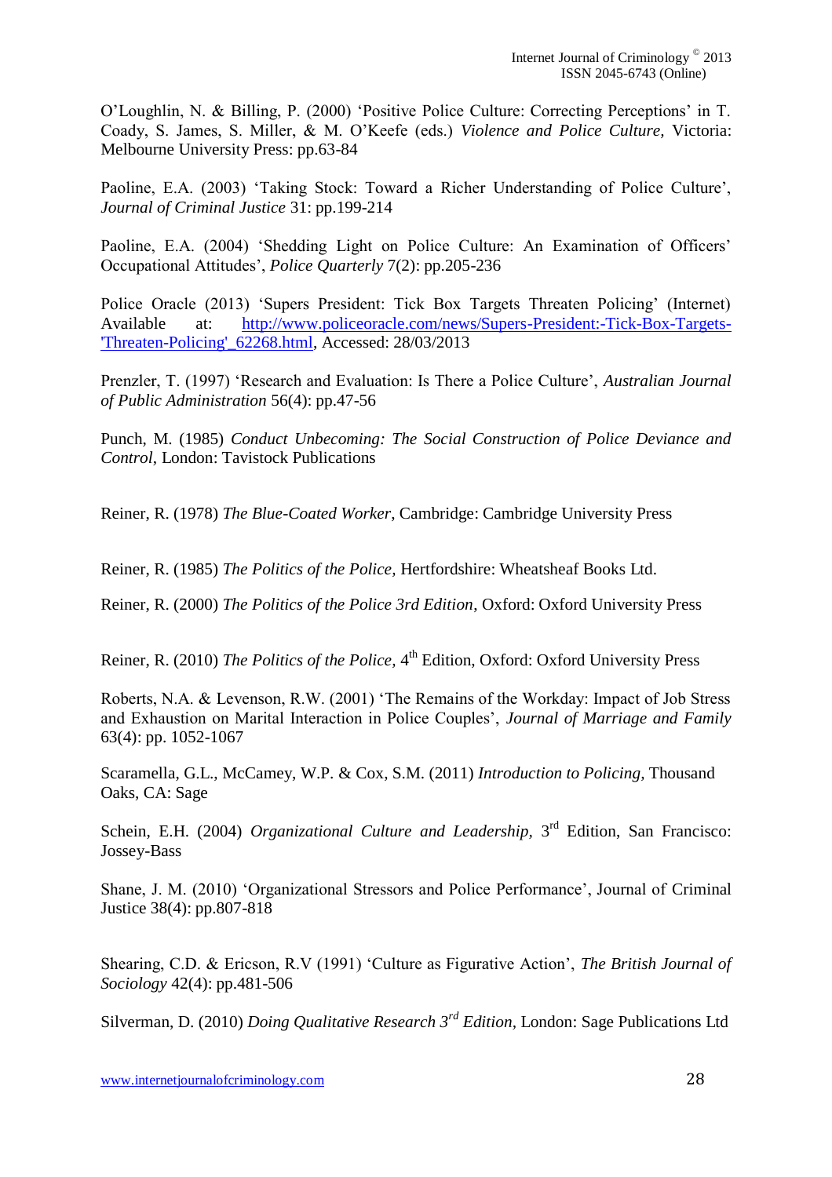O'Loughlin, N. & Billing, P. (2000) 'Positive Police Culture: Correcting Perceptions' in T. Coady, S. James, S. Miller, & M. O'Keefe (eds.) *Violence and Police Culture,* Victoria: Melbourne University Press: pp.63-84

Paoline, E.A. (2003) 'Taking Stock: Toward a Richer Understanding of Police Culture', *Journal of Criminal Justice* 31: pp.199-214

Paoline, E.A. (2004) 'Shedding Light on Police Culture: An Examination of Officers' Occupational Attitudes', *Police Quarterly* 7(2): pp.205-236

Police Oracle (2013) 'Supers President: Tick Box Targets Threaten Policing' (Internet) Available at: http://www.policeoracle.com/news/Supers-President:-Tick-Box-Targets-'Threaten-Policing'_62268.html, Accessed: 28/03/2013

Prenzler, T. (1997) 'Research and Evaluation: Is There a Police Culture', *Australian Journal of Public Administration* 56(4): pp.47-56

Punch, M. (1985) *Conduct Unbecoming: The Social Construction of Police Deviance and Control*, London: Tavistock Publications

Reiner, R. (1978) *The Blue-Coated Worker*, Cambridge: Cambridge University Press

Reiner, R. (1985) *The Politics of the Police,* Hertfordshire: Wheatsheaf Books Ltd.

Reiner, R. (2000) *The Politics of the Police 3rd Edition*, Oxford: Oxford University Press

Reiner, R. (2010) *The Politics of the Police,* 4th Edition, Oxford: Oxford University Press

Roberts, N.A. & Levenson, R.W. (2001) 'The Remains of the Workday: Impact of Job Stress and Exhaustion on Marital Interaction in Police Couples', *Journal of Marriage and Family* 63(4): pp. 1052-1067

Scaramella, G.L., McCamey, W.P. & Cox, S.M. (2011) *Introduction to Policing,* Thousand Oaks, CA: Sage

Schein, E.H. (2004) *Organizational Culture and Leadership,* 3rd Edition, San Francisco: Jossey-Bass

Shane, J. M. (2010) 'Organizational Stressors and Police Performance', Journal of Criminal Justice 38(4): pp.807-818

Shearing, C.D. & Ericson, R.V (1991) 'Culture as Figurative Action', *The British Journal of Sociology* 42(4): pp.481-506

Silverman, D. (2010) *Doing Qualitative Research 3rd Edition,* London: Sage Publications Ltd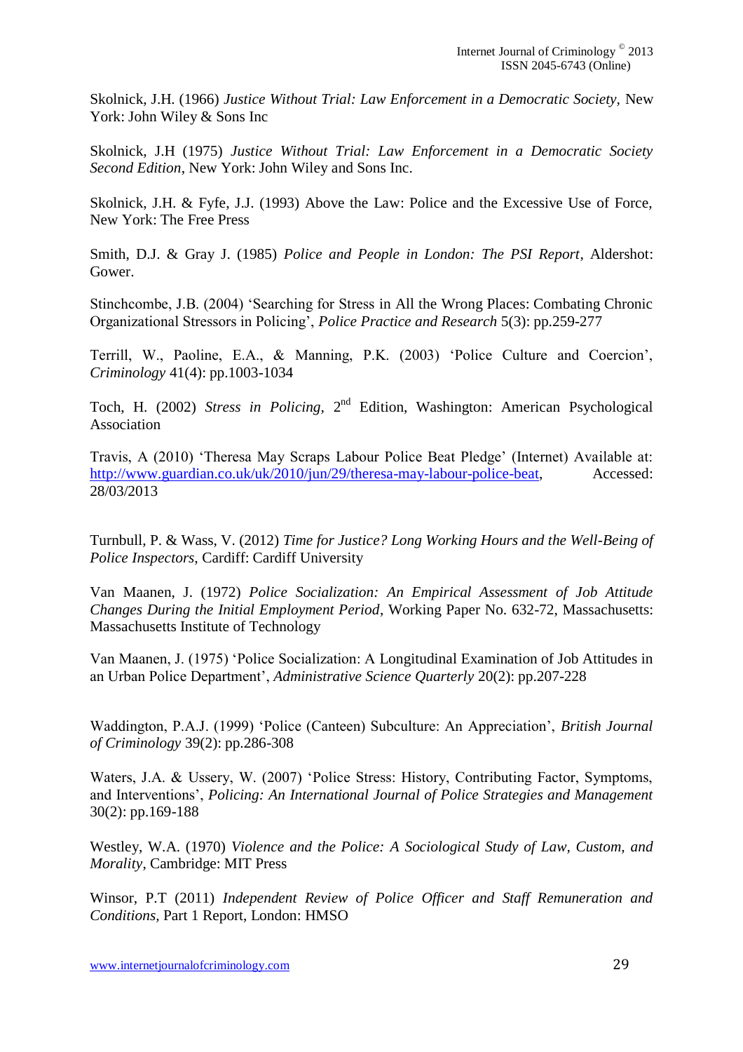Skolnick, J.H. (1966) *Justice Without Trial: Law Enforcement in a Democratic Society*, New York: John Wiley & Sons Inc

Skolnick, J.H (1975) *Justice Without Trial: Law Enforcement in a Democratic Society Second Edition*, New York: John Wiley and Sons Inc.

Skolnick, J.H. & Fyfe, J.J. (1993) Above the Law: Police and the Excessive Use of Force, New York: The Free Press

Smith, D.J. & Gray J. (1985) *Police and People in London: The PSI Report*, Aldershot: Gower.

Stinchcombe, J.B. (2004) 'Searching for Stress in All the Wrong Places: Combating Chronic Organizational Stressors in Policing', *Police Practice and Research* 5(3): pp.259-277

Terrill, W., Paoline, E.A., & Manning, P.K. (2003) 'Police Culture and Coercion', *Criminology* 41(4): pp.1003-1034

Toch, H. (2002) *Stress in Policing*, 2nd Edition, Washington: American Psychological Association

Travis, A (2010) 'Theresa May Scraps Labour Police Beat Pledge' (Internet) Available at: http://www.guardian.co.uk/uk/2010/jun/29/theresa-may-labour-police-beat, Accessed: 28/03/2013

Turnbull, P. & Wass, V. (2012) *Time for Justice? Long Working Hours and the Well-Being of Police Inspectors*, Cardiff: Cardiff University

Van Maanen, J. (1972) *Police Socialization: An Empirical Assessment of Job Attitude Changes During the Initial Employment Period*, Working Paper No. 632-72, Massachusetts: Massachusetts Institute of Technology

Van Maanen, J. (1975) 'Police Socialization: A Longitudinal Examination of Job Attitudes in an Urban Police Department', *Administrative Science Quarterly* 20(2): pp.207-228

Waddington, P.A.J. (1999) 'Police (Canteen) Subculture: An Appreciation', *British Journal of Criminology* 39(2): pp.286-308

Waters, J.A. & Ussery, W. (2007) 'Police Stress: History, Contributing Factor, Symptoms, and Interventions', *Policing: An International Journal of Police Strategies and Management* 30(2): pp.169-188

Westley, W.A. (1970) *Violence and the Police: A Sociological Study of Law, Custom, and Morality*, Cambridge: MIT Press

Winsor, P.T (2011) *Independent Review of Police Officer and Staff Remuneration and Conditions*, Part 1 Report, London: HMSO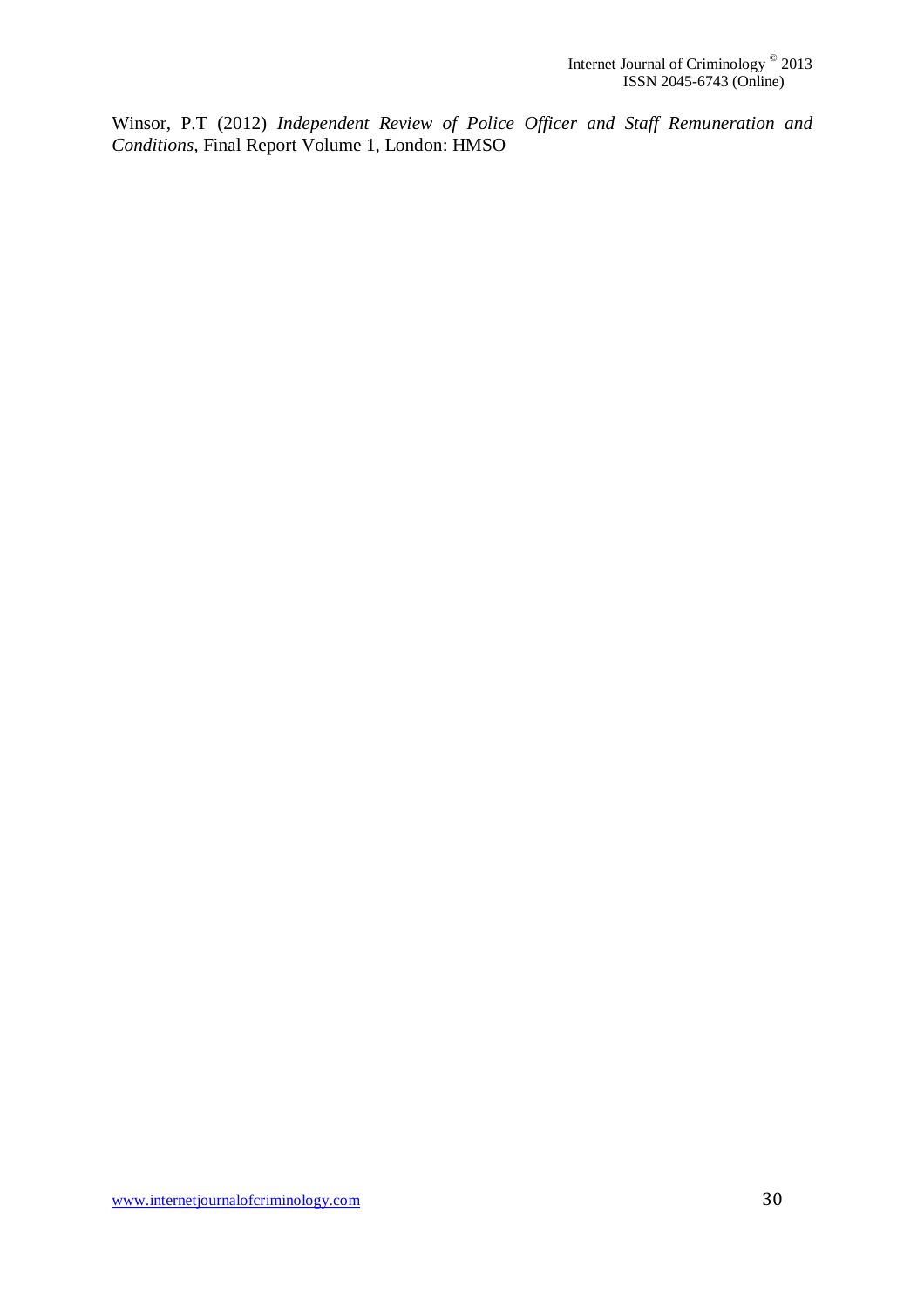Winsor, P.T (2012) *Independent Review of Police Officer and Staff Remuneration and Conditions*, Final Report Volume 1, London: HMSO